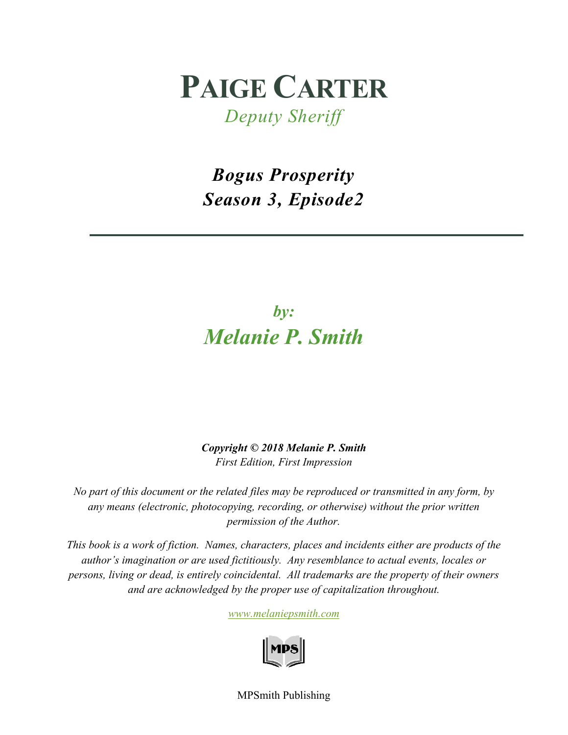# PAIGE CARTER

*Deputy Sheriff*

## *Bogus Prosperity*
## *Season 3, Episode2*

---

*by:*

***Melanie P. Smith***

***Copyright © 2018 Melanie P. Smith***

*First Edition, First Impression*

*No part of this document or the related files may be reproduced or transmitted in any form, by any means (electronic, photocopying, recording, or otherwise) without the prior written permission of the Author.*

*This book is a work of fiction. Names, characters, places and incidents either are products of the author's imagination or are used fictitiously. Any resemblance to actual events, locales or persons, living or dead, is entirely coincidental. All trademarks are the property of their owners and are acknowledged by the proper use of capitalization throughout.*

*www.melaniepsmith.com*

MPS

MPSmith Publishing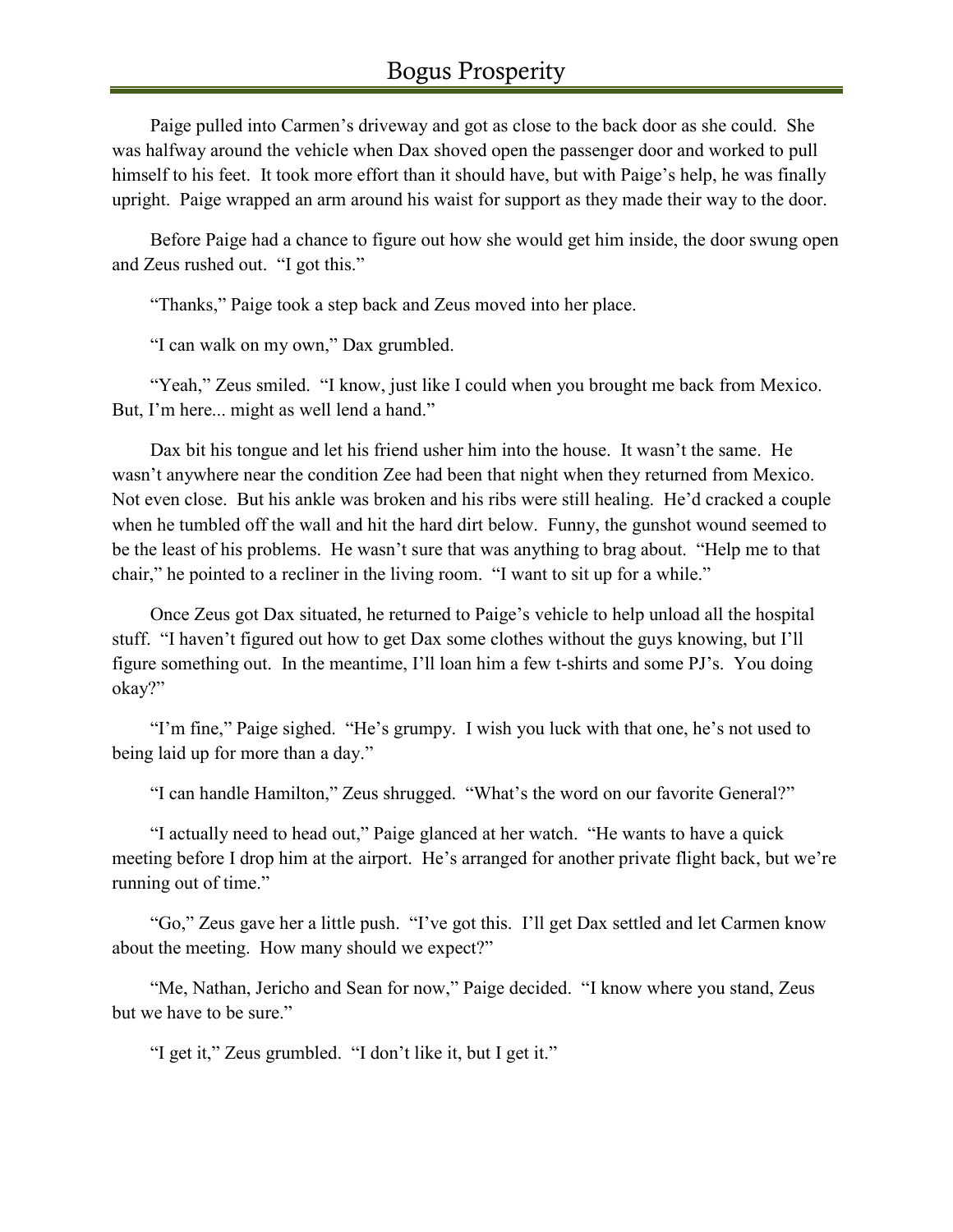Paige pulled into Carmen's driveway and got as close to the back door as she could. She was halfway around the vehicle when Dax shoved open the passenger door and worked to pull himself to his feet. It took more effort than it should have, but with Paige's help, he was finally upright. Paige wrapped an arm around his waist for support as they made their way to the door.

Before Paige had a chance to figure out how she would get him inside, the door swung open and Zeus rushed out. "I got this."

"Thanks," Paige took a step back and Zeus moved into her place.

"I can walk on my own," Dax grumbled.

"Yeah," Zeus smiled. "I know, just like I could when you brought me back from Mexico. But, I'm here... might as well lend a hand."

Dax bit his tongue and let his friend usher him into the house. It wasn't the same. He wasn't anywhere near the condition Zee had been that night when they returned from Mexico. Not even close. But his ankle was broken and his ribs were still healing. He'd cracked a couple when he tumbled off the wall and hit the hard dirt below. Funny, the gunshot wound seemed to be the least of his problems. He wasn't sure that was anything to brag about. "Help me to that chair," he pointed to a recliner in the living room. "I want to sit up for a while."

Once Zeus got Dax situated, he returned to Paige's vehicle to help unload all the hospital stuff. "I haven't figured out how to get Dax some clothes without the guys knowing, but I'll figure something out. In the meantime, I'll loan him a few t-shirts and some PJ's. You doing okay?"

"I'm fine," Paige sighed. "He's grumpy. I wish you luck with that one, he's not used to being laid up for more than a day."

"I can handle Hamilton," Zeus shrugged. "What's the word on our favorite General?"

"I actually need to head out," Paige glanced at her watch. "He wants to have a quick meeting before I drop him at the airport. He's arranged for another private flight back, but we're running out of time."

"Go," Zeus gave her a little push. "I've got this. I'll get Dax settled and let Carmen know about the meeting. How many should we expect?"

"Me, Nathan, Jericho and Sean for now," Paige decided. "I know where you stand, Zeus but we have to be sure."

"I get it," Zeus grumbled. "I don't like it, but I get it."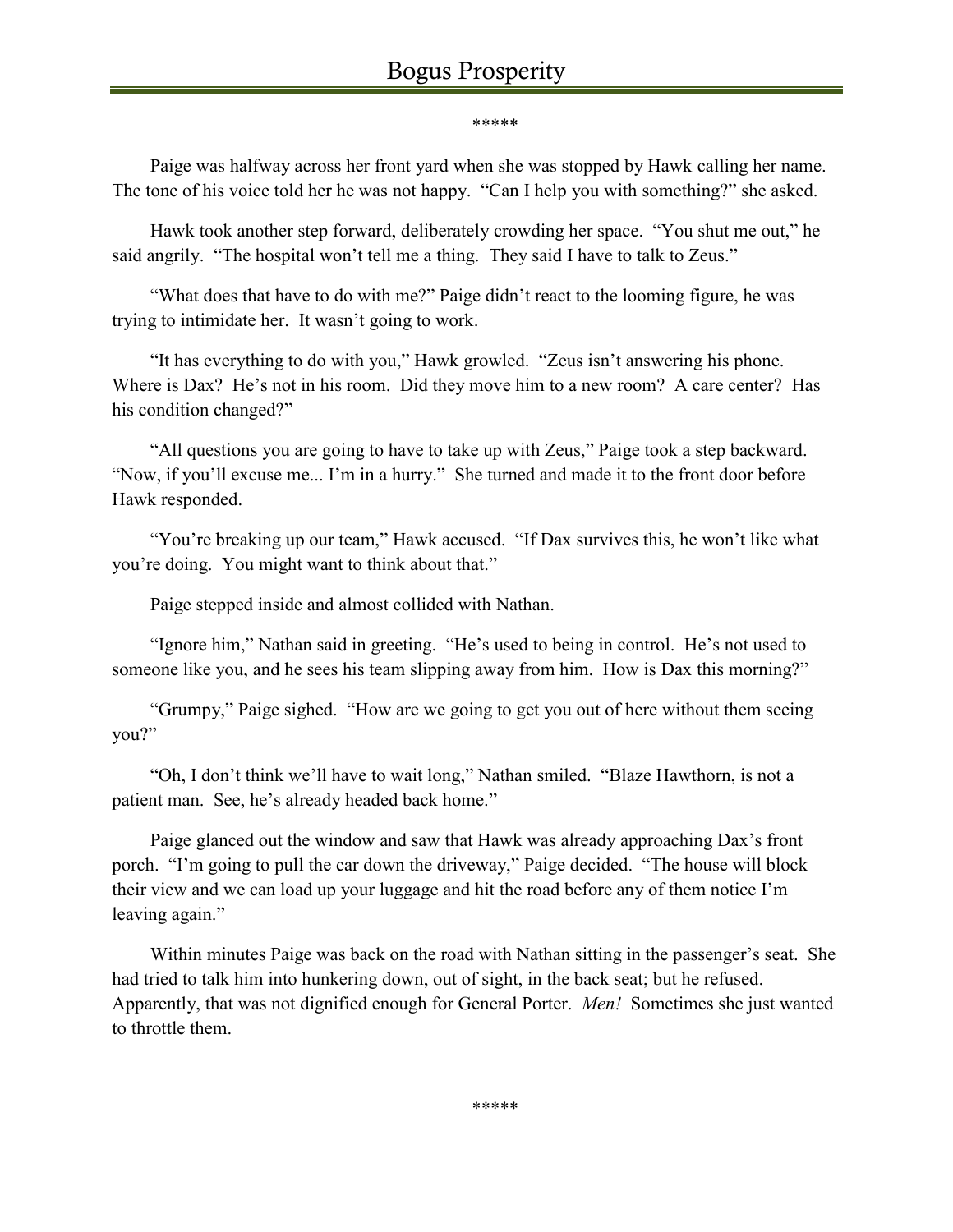\*\*\*\*\*

Paige was halfway across her front yard when she was stopped by Hawk calling her name. The tone of his voice told her he was not happy. "Can I help you with something?" she asked.

Hawk took another step forward, deliberately crowding her space. "You shut me out," he said angrily. "The hospital won't tell me a thing. They said I have to talk to Zeus."

"What does that have to do with me?" Paige didn't react to the looming figure, he was trying to intimidate her. It wasn't going to work.

"It has everything to do with you," Hawk growled. "Zeus isn't answering his phone. Where is Dax? He's not in his room. Did they move him to a new room? A care center? Has his condition changed?"

"All questions you are going to have to take up with Zeus," Paige took a step backward. "Now, if you'll excuse me... I'm in a hurry." She turned and made it to the front door before Hawk responded.

"You're breaking up our team," Hawk accused. "If Dax survives this, he won't like what you're doing. You might want to think about that."

Paige stepped inside and almost collided with Nathan.

"Ignore him," Nathan said in greeting. "He's used to being in control. He's not used to someone like you, and he sees his team slipping away from him. How is Dax this morning?"

"Grumpy," Paige sighed. "How are we going to get you out of here without them seeing you?"

"Oh, I don't think we'll have to wait long," Nathan smiled. "Blaze Hawthorn, is not a patient man. See, he's already headed back home."

Paige glanced out the window and saw that Hawk was already approaching Dax's front porch. "I'm going to pull the car down the driveway," Paige decided. "The house will block their view and we can load up your luggage and hit the road before any of them notice I'm leaving again."

Within minutes Paige was back on the road with Nathan sitting in the passenger's seat. She had tried to talk him into hunkering down, out of sight, in the back seat; but he refused. Apparently, that was not dignified enough for General Porter. *Men!* Sometimes she just wanted to throttle them.

\*\*\*\*\*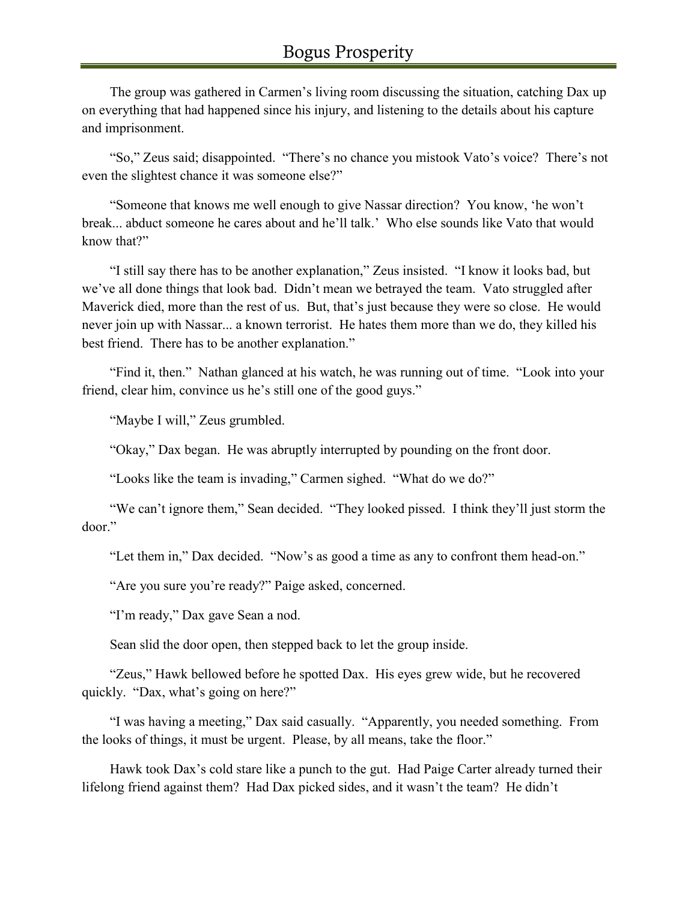The group was gathered in Carmen's living room discussing the situation, catching Dax up on everything that had happened since his injury, and listening to the details about his capture and imprisonment.

"So," Zeus said; disappointed. "There's no chance you mistook Vato's voice? There's not even the slightest chance it was someone else?"

"Someone that knows me well enough to give Nassar direction? You know, 'he won't break... abduct someone he cares about and he'll talk.' Who else sounds like Vato that would know that?"

"I still say there has to be another explanation," Zeus insisted. "I know it looks bad, but we've all done things that look bad. Didn't mean we betrayed the team. Vato struggled after Maverick died, more than the rest of us. But, that's just because they were so close. He would never join up with Nassar... a known terrorist. He hates them more than we do, they killed his best friend. There has to be another explanation."

"Find it, then." Nathan glanced at his watch, he was running out of time. "Look into your friend, clear him, convince us he's still one of the good guys."

"Maybe I will," Zeus grumbled.

"Okay," Dax began. He was abruptly interrupted by pounding on the front door.

"Looks like the team is invading," Carmen sighed. "What do we do?"

"We can't ignore them," Sean decided. "They looked pissed. I think they'll just storm the door."

"Let them in," Dax decided. "Now's as good a time as any to confront them head-on."

"Are you sure you're ready?" Paige asked, concerned.

"I'm ready," Dax gave Sean a nod.

Sean slid the door open, then stepped back to let the group inside.

"Zeus," Hawk bellowed before he spotted Dax. His eyes grew wide, but he recovered quickly. "Dax, what's going on here?"

"I was having a meeting," Dax said casually. "Apparently, you needed something. From the looks of things, it must be urgent. Please, by all means, take the floor."

Hawk took Dax's cold stare like a punch to the gut. Had Paige Carter already turned their lifelong friend against them? Had Dax picked sides, and it wasn't the team? He didn't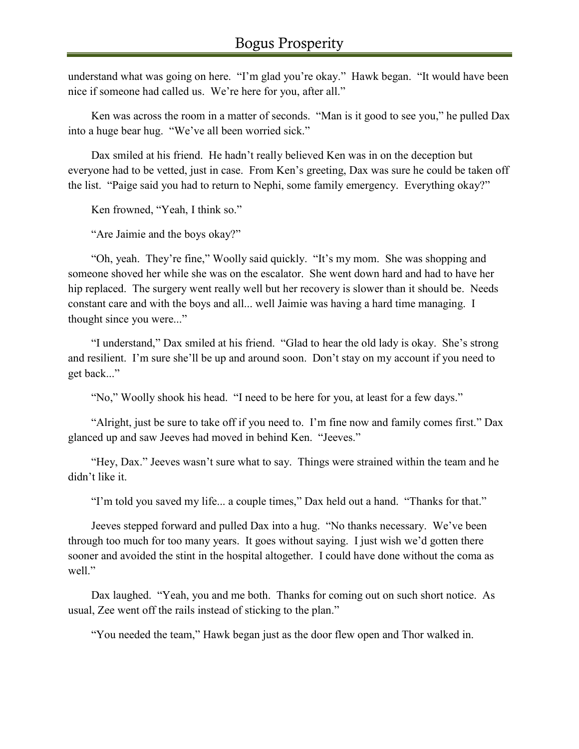understand what was going on here. "I'm glad you're okay." Hawk began. "It would have been nice if someone had called us. We're here for you, after all."

Ken was across the room in a matter of seconds. "Man is it good to see you," he pulled Dax into a huge bear hug. "We've all been worried sick."

Dax smiled at his friend. He hadn't really believed Ken was in on the deception but everyone had to be vetted, just in case. From Ken's greeting, Dax was sure he could be taken off the list. "Paige said you had to return to Nephi, some family emergency. Everything okay?"

Ken frowned, "Yeah, I think so."

"Are Jaimie and the boys okay?"

"Oh, yeah. They're fine," Woolly said quickly. "It's my mom. She was shopping and someone shoved her while she was on the escalator. She went down hard and had to have her hip replaced. The surgery went really well but her recovery is slower than it should be. Needs constant care and with the boys and all... well Jaimie was having a hard time managing. I thought since you were..."

"I understand," Dax smiled at his friend. "Glad to hear the old lady is okay. She's strong and resilient. I'm sure she'll be up and around soon. Don't stay on my account if you need to get back..."

"No," Woolly shook his head. "I need to be here for you, at least for a few days."

"Alright, just be sure to take off if you need to. I'm fine now and family comes first." Dax glanced up and saw Jeeves had moved in behind Ken. "Jeeves."

"Hey, Dax." Jeeves wasn't sure what to say. Things were strained within the team and he didn't like it.

"I'm told you saved my life... a couple times," Dax held out a hand. "Thanks for that."

Jeeves stepped forward and pulled Dax into a hug. "No thanks necessary. We've been through too much for too many years. It goes without saying. I just wish we'd gotten there sooner and avoided the stint in the hospital altogether. I could have done without the coma as well."

Dax laughed. "Yeah, you and me both. Thanks for coming out on such short notice. As usual, Zee went off the rails instead of sticking to the plan."

"You needed the team," Hawk began just as the door flew open and Thor walked in.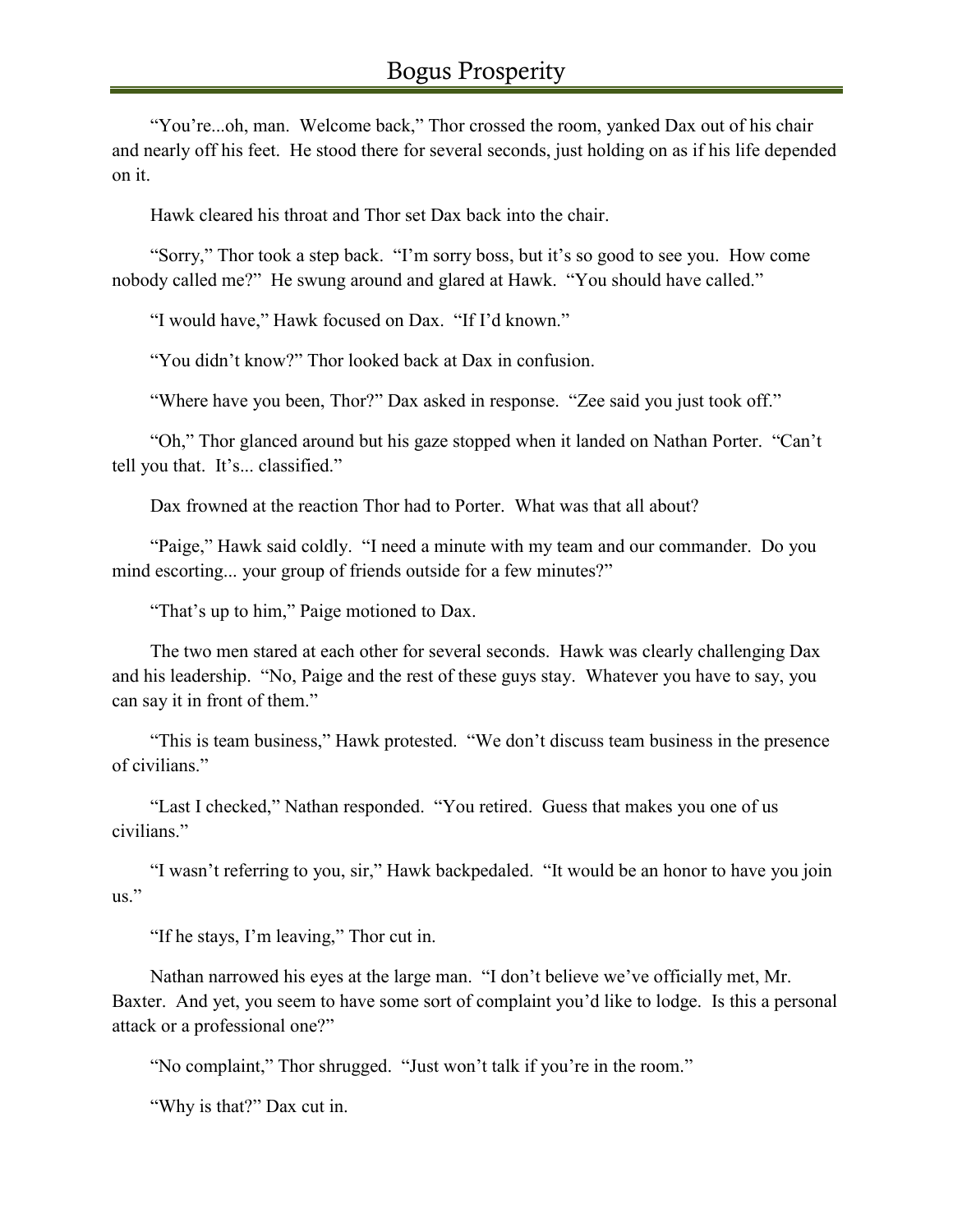"You're...oh, man. Welcome back," Thor crossed the room, yanked Dax out of his chair and nearly off his feet. He stood there for several seconds, just holding on as if his life depended on it.

Hawk cleared his throat and Thor set Dax back into the chair.

"Sorry," Thor took a step back. "I'm sorry boss, but it's so good to see you. How come nobody called me?" He swung around and glared at Hawk. "You should have called."

"I would have," Hawk focused on Dax. "If I'd known."

"You didn't know?" Thor looked back at Dax in confusion.

"Where have you been, Thor?" Dax asked in response. "Zee said you just took off."

"Oh," Thor glanced around but his gaze stopped when it landed on Nathan Porter. "Can't tell you that. It's... classified."

Dax frowned at the reaction Thor had to Porter. What was that all about?

"Paige," Hawk said coldly. "I need a minute with my team and our commander. Do you mind escorting... your group of friends outside for a few minutes?"

"That's up to him," Paige motioned to Dax.

The two men stared at each other for several seconds. Hawk was clearly challenging Dax and his leadership. "No, Paige and the rest of these guys stay. Whatever you have to say, you can say it in front of them."

"This is team business," Hawk protested. "We don't discuss team business in the presence of civilians."

"Last I checked," Nathan responded. "You retired. Guess that makes you one of us civilians."

"I wasn't referring to you, sir," Hawk backpedaled. "It would be an honor to have you join us."

"If he stays, I'm leaving," Thor cut in.

Nathan narrowed his eyes at the large man. "I don't believe we've officially met, Mr. Baxter. And yet, you seem to have some sort of complaint you'd like to lodge. Is this a personal attack or a professional one?"

"No complaint," Thor shrugged. "Just won't talk if you're in the room."

"Why is that?" Dax cut in.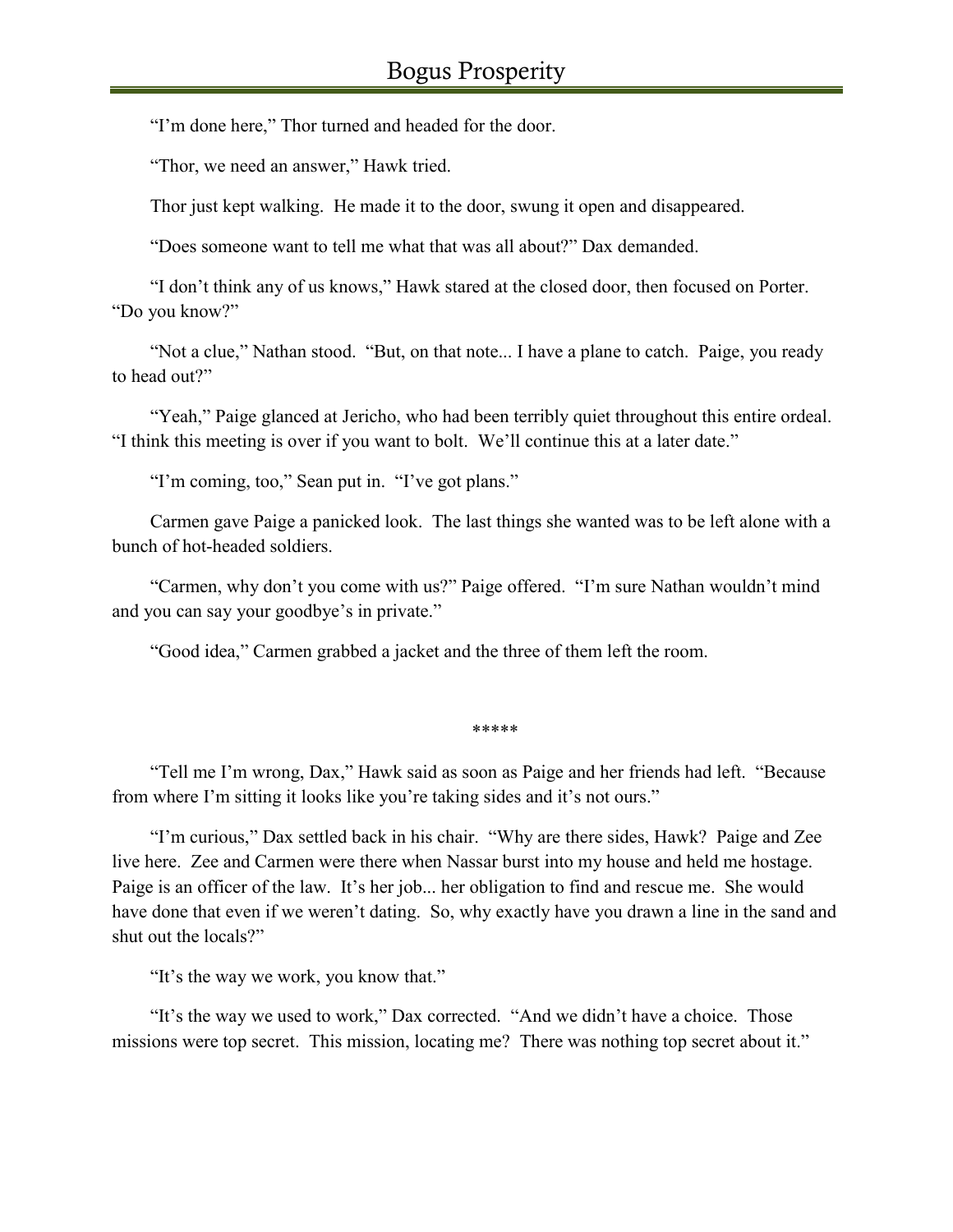"I'm done here," Thor turned and headed for the door.

"Thor, we need an answer," Hawk tried.

Thor just kept walking. He made it to the door, swung it open and disappeared.

"Does someone want to tell me what that was all about?" Dax demanded.

"I don't think any of us knows," Hawk stared at the closed door, then focused on Porter. "Do you know?"

"Not a clue," Nathan stood. "But, on that note... I have a plane to catch. Paige, you ready to head out?"

"Yeah," Paige glanced at Jericho, who had been terribly quiet throughout this entire ordeal. "I think this meeting is over if you want to bolt. We'll continue this at a later date."

"I'm coming, too," Sean put in. "I've got plans."

Carmen gave Paige a panicked look. The last things she wanted was to be left alone with a bunch of hot-headed soldiers.

"Carmen, why don't you come with us?" Paige offered. "I'm sure Nathan wouldn't mind and you can say your goodbye's in private."

"Good idea," Carmen grabbed a jacket and the three of them left the room.

*****

"Tell me I'm wrong, Dax," Hawk said as soon as Paige and her friends had left. "Because from where I'm sitting it looks like you're taking sides and it's not ours."

"I'm curious," Dax settled back in his chair. "Why are there sides, Hawk? Paige and Zee live here. Zee and Carmen were there when Nassar burst into my house and held me hostage. Paige is an officer of the law. It's her job... her obligation to find and rescue me. She would have done that even if we weren't dating. So, why exactly have you drawn a line in the sand and shut out the locals?"

"It's the way we work, you know that."

"It's the way we used to work," Dax corrected. "And we didn't have a choice. Those missions were top secret. This mission, locating me? There was nothing top secret about it."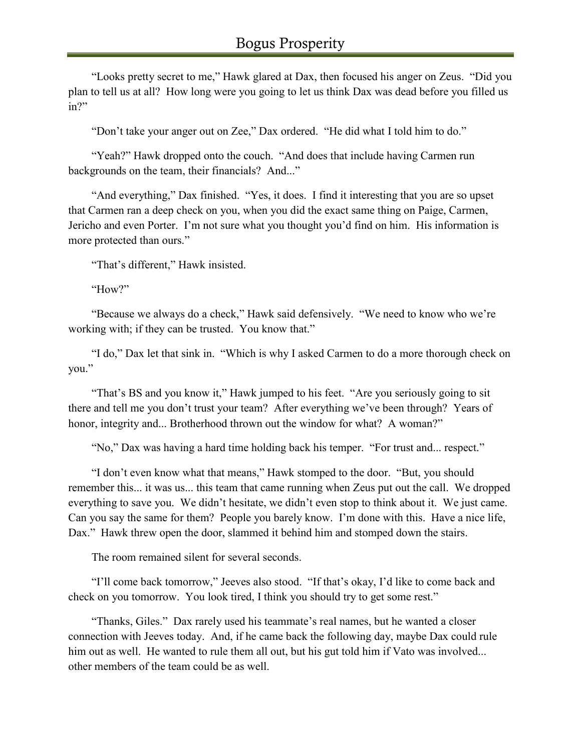"Looks pretty secret to me," Hawk glared at Dax, then focused his anger on Zeus. "Did you plan to tell us at all? How long were you going to let us think Dax was dead before you filled us in?"

"Don't take your anger out on Zee," Dax ordered. "He did what I told him to do."

"Yeah?" Hawk dropped onto the couch. "And does that include having Carmen run backgrounds on the team, their financials? And..."

"And everything," Dax finished. "Yes, it does. I find it interesting that you are so upset that Carmen ran a deep check on you, when you did the exact same thing on Paige, Carmen, Jericho and even Porter. I'm not sure what you thought you'd find on him. His information is more protected than ours."

"That's different," Hawk insisted.

"How?"

"Because we always do a check," Hawk said defensively. "We need to know who we're working with; if they can be trusted. You know that."

"I do," Dax let that sink in. "Which is why I asked Carmen to do a more thorough check on you."

"That's BS and you know it," Hawk jumped to his feet. "Are you seriously going to sit there and tell me you don't trust your team? After everything we've been through? Years of honor, integrity and... Brotherhood thrown out the window for what? A woman?"

"No," Dax was having a hard time holding back his temper. "For trust and... respect."

"I don't even know what that means," Hawk stomped to the door. "But, you should remember this... it was us... this team that came running when Zeus put out the call. We dropped everything to save you. We didn't hesitate, we didn't even stop to think about it. We just came. Can you say the same for them? People you barely know. I'm done with this. Have a nice life, Dax." Hawk threw open the door, slammed it behind him and stomped down the stairs.

The room remained silent for several seconds.

"I'll come back tomorrow," Jeeves also stood. "If that's okay, I'd like to come back and check on you tomorrow. You look tired, I think you should try to get some rest."

"Thanks, Giles." Dax rarely used his teammate's real names, but he wanted a closer connection with Jeeves today. And, if he came back the following day, maybe Dax could rule him out as well. He wanted to rule them all out, but his gut told him if Vato was involved... other members of the team could be as well.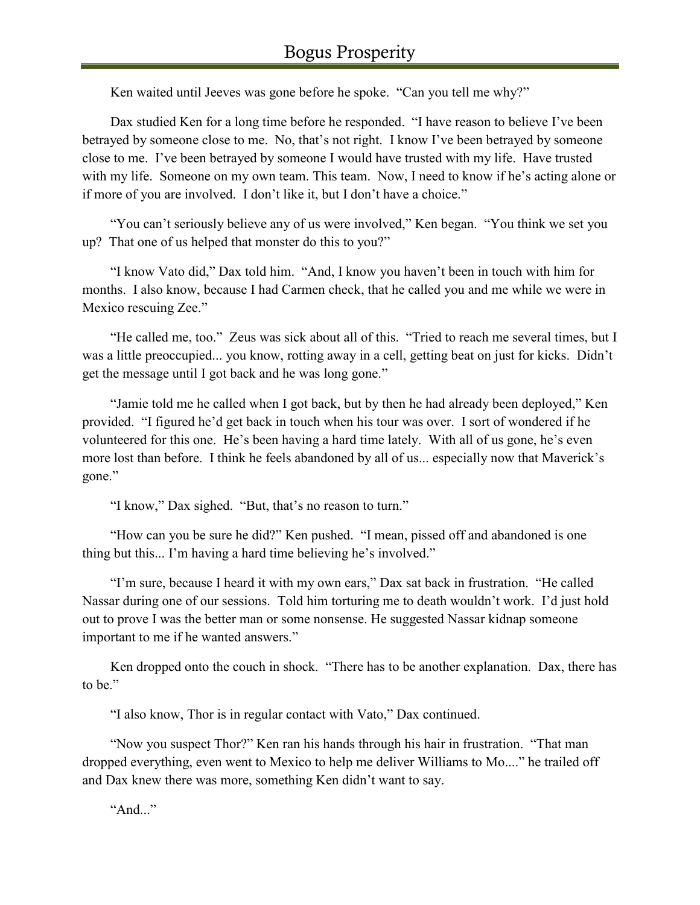Ken waited until Jeeves was gone before he spoke. "Can you tell me why?"

Dax studied Ken for a long time before he responded. "I have reason to believe I've been betrayed by someone close to me. No, that's not right. I know I've been betrayed by someone close to me. I've been betrayed by someone I would have trusted with my life. Have trusted with my life. Someone on my own team. This team. Now, I need to know if he's acting alone or if more of you are involved. I don't like it, but I don't have a choice."

"You can't seriously believe any of us were involved," Ken began. "You think we set you up? That one of us helped that monster do this to you?"

"I know Vato did," Dax told him. "And, I know you haven't been in touch with him for months. I also know, because I had Carmen check, that he called you and me while we were in Mexico rescuing Zee."

"He called me, too." Zeus was sick about all of this. "Tried to reach me several times, but I was a little preoccupied... you know, rotting away in a cell, getting beat on just for kicks. Didn't get the message until I got back and he was long gone."

"Jamie told me he called when I got back, but by then he had already been deployed," Ken provided. "I figured he'd get back in touch when his tour was over. I sort of wondered if he volunteered for this one. He's been having a hard time lately. With all of us gone, he's even more lost than before. I think he feels abandoned by all of us... especially now that Maverick's gone."

"I know," Dax sighed. "But, that's no reason to turn."

"How can you be sure he did?" Ken pushed. "I mean, pissed off and abandoned is one thing but this... I'm having a hard time believing he's involved."

"I'm sure, because I heard it with my own ears," Dax sat back in frustration. "He called Nassar during one of our sessions. Told him torturing me to death wouldn't work. I'd just hold out to prove I was the better man or some nonsense. He suggested Nassar kidnap someone important to me if he wanted answers."

Ken dropped onto the couch in shock. "There has to be another explanation. Dax, there has to be."

"I also know, Thor is in regular contact with Vato," Dax continued.

"Now you suspect Thor?" Ken ran his hands through his hair in frustration. "That man dropped everything, even went to Mexico to help me deliver Williams to Mo...." he trailed off and Dax knew there was more, something Ken didn't want to say.

"And..."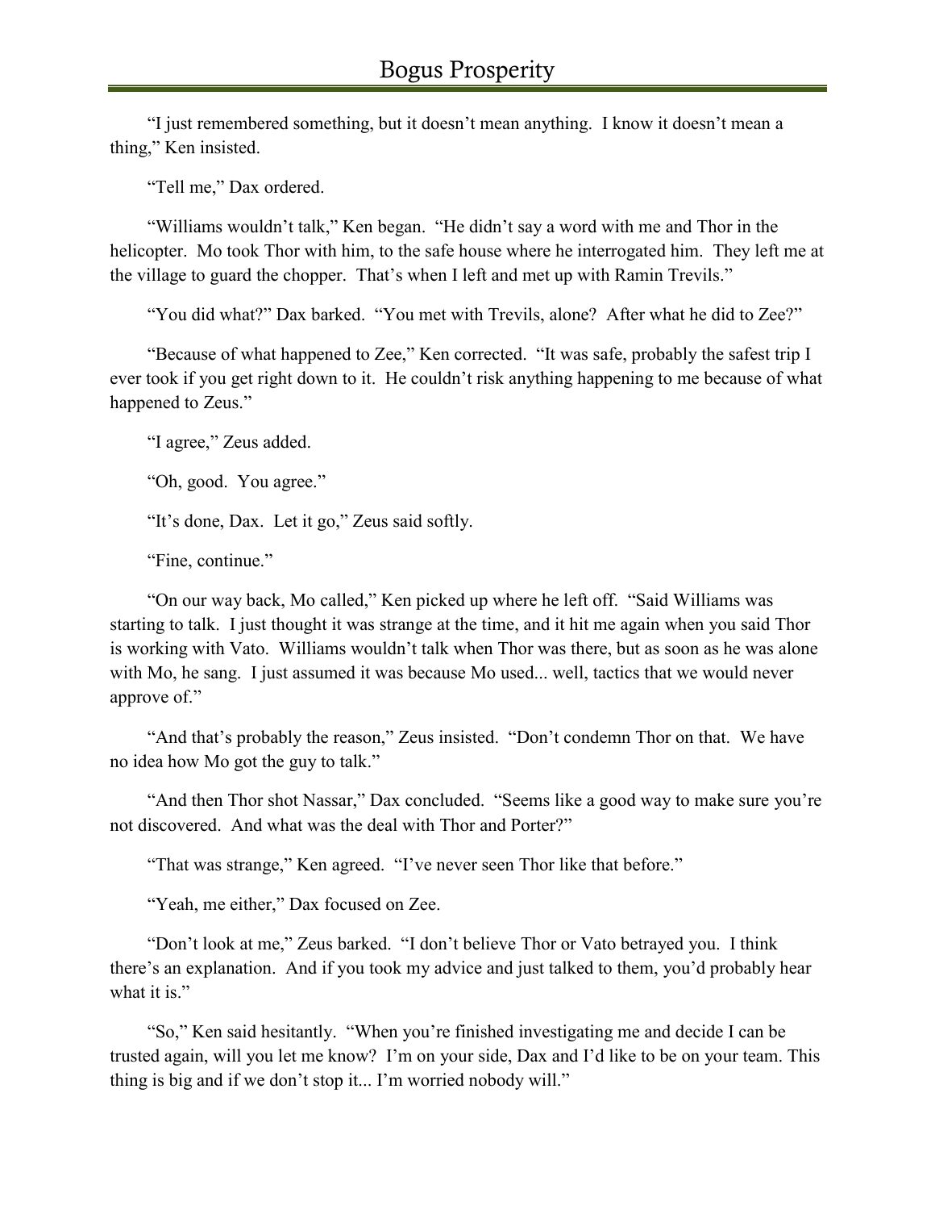"I just remembered something, but it doesn't mean anything. I know it doesn't mean a thing," Ken insisted.

"Tell me," Dax ordered.

"Williams wouldn't talk," Ken began. "He didn't say a word with me and Thor in the helicopter. Mo took Thor with him, to the safe house where he interrogated him. They left me at the village to guard the chopper. That's when I left and met up with Ramin Trevils."

"You did what?" Dax barked. "You met with Trevils, alone? After what he did to Zee?"

"Because of what happened to Zee," Ken corrected. "It was safe, probably the safest trip I ever took if you get right down to it. He couldn't risk anything happening to me because of what happened to Zeus."

"I agree," Zeus added.

"Oh, good. You agree."

"It's done, Dax. Let it go," Zeus said softly.

"Fine, continue."

"On our way back, Mo called," Ken picked up where he left off. "Said Williams was starting to talk. I just thought it was strange at the time, and it hit me again when you said Thor is working with Vato. Williams wouldn't talk when Thor was there, but as soon as he was alone with Mo, he sang. I just assumed it was because Mo used... well, tactics that we would never approve of."

"And that's probably the reason," Zeus insisted. "Don't condemn Thor on that. We have no idea how Mo got the guy to talk."

"And then Thor shot Nassar," Dax concluded. "Seems like a good way to make sure you're not discovered. And what was the deal with Thor and Porter?"

"That was strange," Ken agreed. "I've never seen Thor like that before."

"Yeah, me either," Dax focused on Zee.

"Don't look at me," Zeus barked. "I don't believe Thor or Vato betrayed you. I think there's an explanation. And if you took my advice and just talked to them, you'd probably hear what it is."

"So," Ken said hesitantly. "When you're finished investigating me and decide I can be trusted again, will you let me know? I'm on your side, Dax and I'd like to be on your team. This thing is big and if we don't stop it... I'm worried nobody will."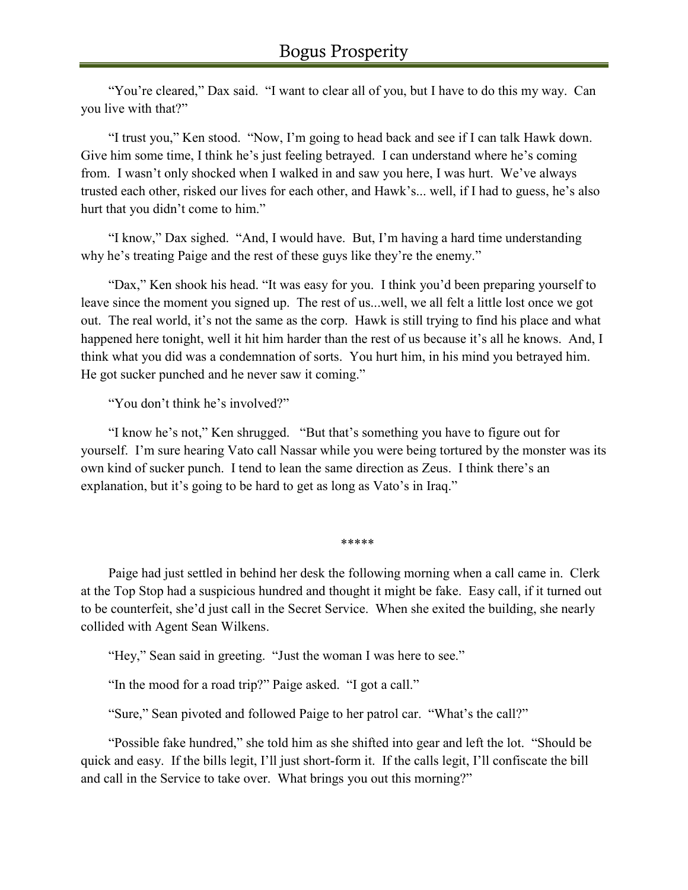"You're cleared," Dax said. "I want to clear all of you, but I have to do this my way. Can you live with that?"

"I trust you," Ken stood. "Now, I'm going to head back and see if I can talk Hawk down. Give him some time, I think he's just feeling betrayed. I can understand where he's coming from. I wasn't only shocked when I walked in and saw you here, I was hurt. We've always trusted each other, risked our lives for each other, and Hawk's... well, if I had to guess, he's also hurt that you didn't come to him."

"I know," Dax sighed. "And, I would have. But, I'm having a hard time understanding why he's treating Paige and the rest of these guys like they're the enemy."

"Dax," Ken shook his head. "It was easy for you. I think you'd been preparing yourself to leave since the moment you signed up. The rest of us...well, we all felt a little lost once we got out. The real world, it's not the same as the corp. Hawk is still trying to find his place and what happened here tonight, well it hit him harder than the rest of us because it's all he knows. And, I think what you did was a condemnation of sorts. You hurt him, in his mind you betrayed him. He got sucker punched and he never saw it coming."

"You don't think he's involved?"

"I know he's not," Ken shrugged. "But that's something you have to figure out for yourself. I'm sure hearing Vato call Nassar while you were being tortured by the monster was its own kind of sucker punch. I tend to lean the same direction as Zeus. I think there's an explanation, but it's going to be hard to get as long as Vato's in Iraq."

\*\*\*\*\*

Paige had just settled in behind her desk the following morning when a call came in. Clerk at the Top Stop had a suspicious hundred and thought it might be fake. Easy call, if it turned out to be counterfeit, she'd just call in the Secret Service. When she exited the building, she nearly collided with Agent Sean Wilkens.

"Hey," Sean said in greeting. "Just the woman I was here to see."

"In the mood for a road trip?" Paige asked. "I got a call."

"Sure," Sean pivoted and followed Paige to her patrol car. "What's the call?"

"Possible fake hundred," she told him as she shifted into gear and left the lot. "Should be quick and easy. If the bills legit, I'll just short-form it. If the calls legit, I'll confiscate the bill and call in the Service to take over. What brings you out this morning?"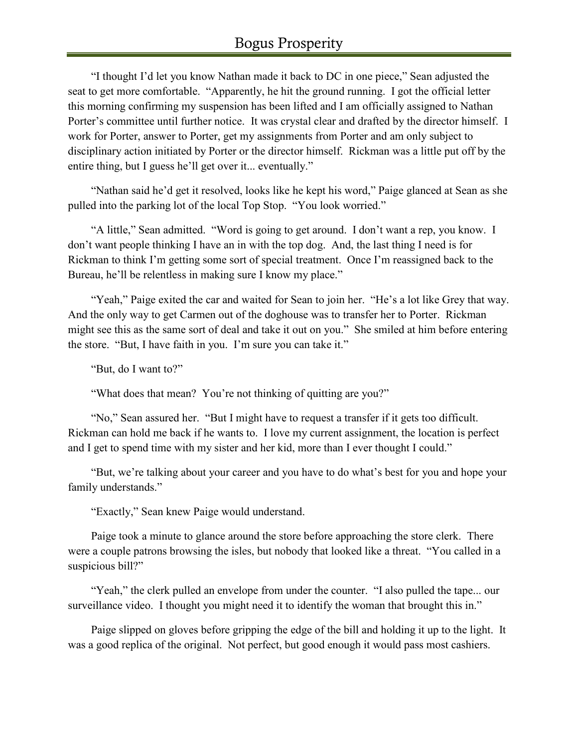"I thought I'd let you know Nathan made it back to DC in one piece," Sean adjusted the seat to get more comfortable. "Apparently, he hit the ground running. I got the official letter this morning confirming my suspension has been lifted and I am officially assigned to Nathan Porter's committee until further notice. It was crystal clear and drafted by the director himself. I work for Porter, answer to Porter, get my assignments from Porter and am only subject to disciplinary action initiated by Porter or the director himself. Rickman was a little put off by the entire thing, but I guess he'll get over it... eventually."

"Nathan said he'd get it resolved, looks like he kept his word," Paige glanced at Sean as she pulled into the parking lot of the local Top Stop. "You look worried."

"A little," Sean admitted. "Word is going to get around. I don't want a rep, you know. I don't want people thinking I have an in with the top dog. And, the last thing I need is for Rickman to think I'm getting some sort of special treatment. Once I'm reassigned back to the Bureau, he'll be relentless in making sure I know my place."

"Yeah," Paige exited the car and waited for Sean to join her. "He's a lot like Grey that way. And the only way to get Carmen out of the doghouse was to transfer her to Porter. Rickman might see this as the same sort of deal and take it out on you." She smiled at him before entering the store. "But, I have faith in you. I'm sure you can take it."

"But, do I want to?"

"What does that mean? You're not thinking of quitting are you?"

"No," Sean assured her. "But I might have to request a transfer if it gets too difficult. Rickman can hold me back if he wants to. I love my current assignment, the location is perfect and I get to spend time with my sister and her kid, more than I ever thought I could."

"But, we're talking about your career and you have to do what's best for you and hope your family understands."

"Exactly," Sean knew Paige would understand.

Paige took a minute to glance around the store before approaching the store clerk. There were a couple patrons browsing the isles, but nobody that looked like a threat. "You called in a suspicious bill?"

"Yeah," the clerk pulled an envelope from under the counter. "I also pulled the tape... our surveillance video. I thought you might need it to identify the woman that brought this in."

Paige slipped on gloves before gripping the edge of the bill and holding it up to the light. It was a good replica of the original. Not perfect, but good enough it would pass most cashiers.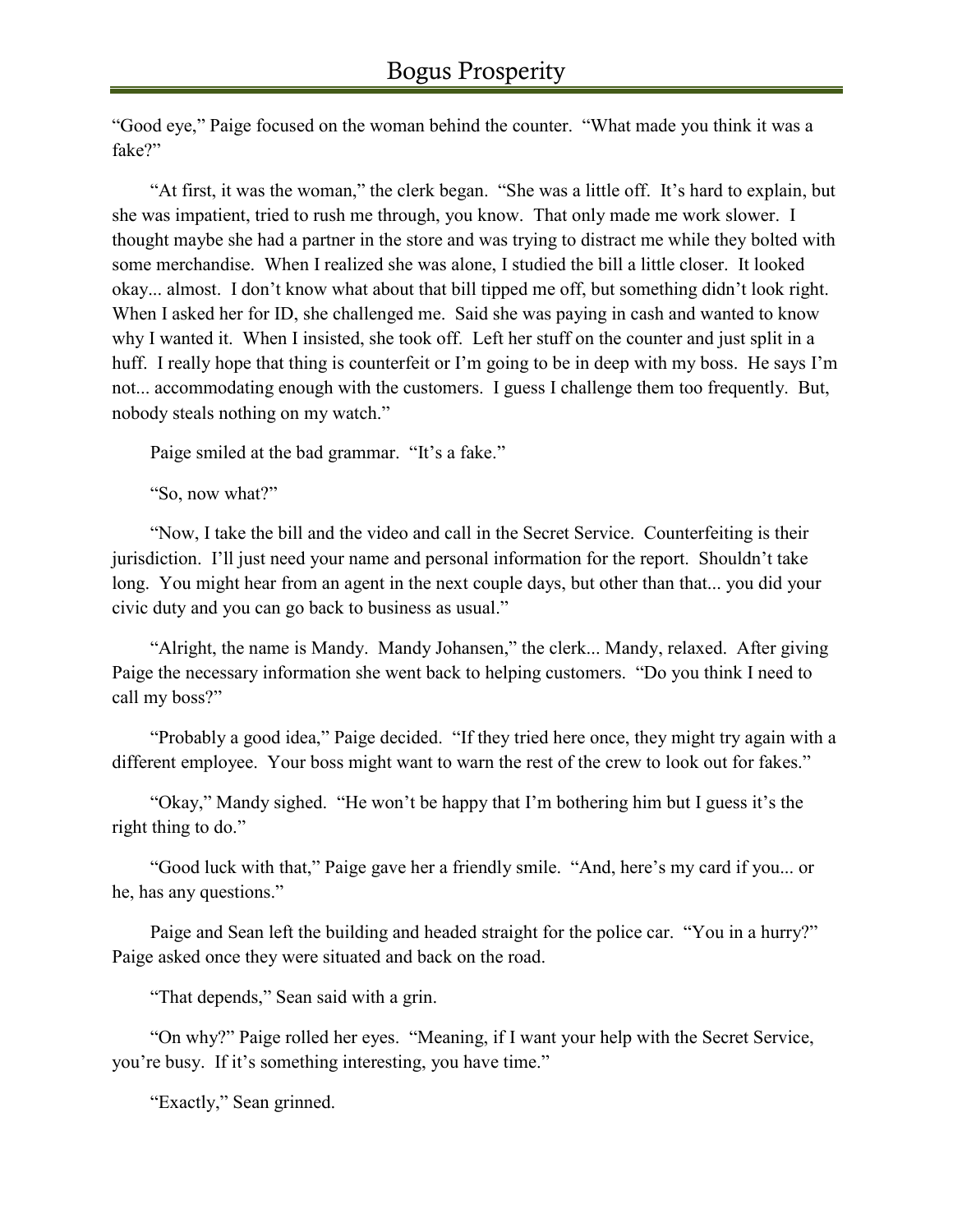"Good eye," Paige focused on the woman behind the counter. "What made you think it was a fake?"

"At first, it was the woman," the clerk began. "She was a little off. It's hard to explain, but she was impatient, tried to rush me through, you know. That only made me work slower. I thought maybe she had a partner in the store and was trying to distract me while they bolted with some merchandise. When I realized she was alone, I studied the bill a little closer. It looked okay... almost. I don't know what about that bill tipped me off, but something didn't look right. When I asked her for ID, she challenged me. Said she was paying in cash and wanted to know why I wanted it. When I insisted, she took off. Left her stuff on the counter and just split in a huff. I really hope that thing is counterfeit or I'm going to be in deep with my boss. He says I'm not... accommodating enough with the customers. I guess I challenge them too frequently. But, nobody steals nothing on my watch."

Paige smiled at the bad grammar. "It's a fake."

"So, now what?"

"Now, I take the bill and the video and call in the Secret Service. Counterfeiting is their jurisdiction. I'll just need your name and personal information for the report. Shouldn't take long. You might hear from an agent in the next couple days, but other than that... you did your civic duty and you can go back to business as usual."

"Alright, the name is Mandy. Mandy Johansen," the clerk... Mandy, relaxed. After giving Paige the necessary information she went back to helping customers. "Do you think I need to call my boss?"

"Probably a good idea," Paige decided. "If they tried here once, they might try again with a different employee. Your boss might want to warn the rest of the crew to look out for fakes."

"Okay," Mandy sighed. "He won't be happy that I'm bothering him but I guess it's the right thing to do."

"Good luck with that," Paige gave her a friendly smile. "And, here's my card if you... or he, has any questions."

Paige and Sean left the building and headed straight for the police car. "You in a hurry?" Paige asked once they were situated and back on the road.

"That depends," Sean said with a grin.

"On why?" Paige rolled her eyes. "Meaning, if I want your help with the Secret Service, you're busy. If it's something interesting, you have time."

"Exactly," Sean grinned.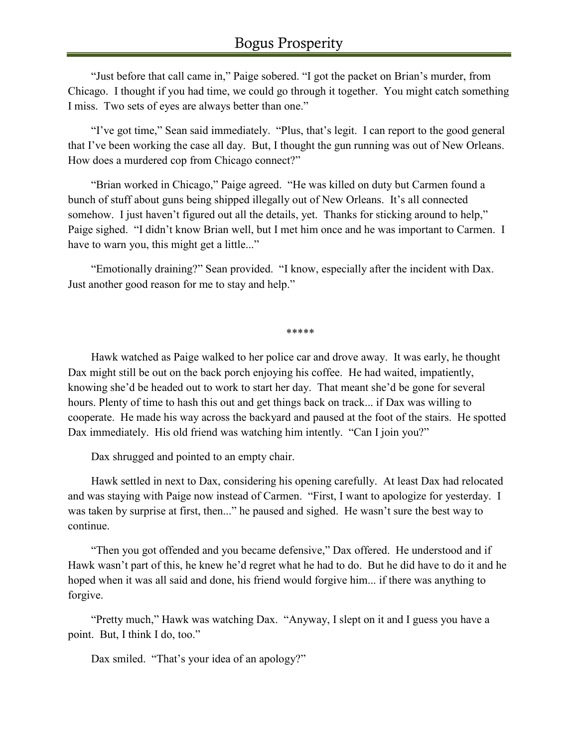"Just before that call came in," Paige sobered. "I got the packet on Brian's murder, from Chicago. I thought if you had time, we could go through it together. You might catch something I miss. Two sets of eyes are always better than one."

"I've got time," Sean said immediately. "Plus, that's legit. I can report to the good general that I've been working the case all day. But, I thought the gun running was out of New Orleans. How does a murdered cop from Chicago connect?"

"Brian worked in Chicago," Paige agreed. "He was killed on duty but Carmen found a bunch of stuff about guns being shipped illegally out of New Orleans. It's all connected somehow. I just haven't figured out all the details, yet. Thanks for sticking around to help," Paige sighed. "I didn't know Brian well, but I met him once and he was important to Carmen. I have to warn you, this might get a little..."

"Emotionally draining?" Sean provided. "I know, especially after the incident with Dax. Just another good reason for me to stay and help."

\*\*\*\*\*

Hawk watched as Paige walked to her police car and drove away. It was early, he thought Dax might still be out on the back porch enjoying his coffee. He had waited, impatiently, knowing she'd be headed out to work to start her day. That meant she'd be gone for several hours. Plenty of time to hash this out and get things back on track... if Dax was willing to cooperate. He made his way across the backyard and paused at the foot of the stairs. He spotted Dax immediately. His old friend was watching him intently. "Can I join you?"

Dax shrugged and pointed to an empty chair.

Hawk settled in next to Dax, considering his opening carefully. At least Dax had relocated and was staying with Paige now instead of Carmen. "First, I want to apologize for yesterday. I was taken by surprise at first, then..." he paused and sighed. He wasn't sure the best way to continue.

"Then you got offended and you became defensive," Dax offered. He understood and if Hawk wasn't part of this, he knew he'd regret what he had to do. But he did have to do it and he hoped when it was all said and done, his friend would forgive him... if there was anything to forgive.

"Pretty much," Hawk was watching Dax. "Anyway, I slept on it and I guess you have a point. But, I think I do, too."

Dax smiled. "That's your idea of an apology?"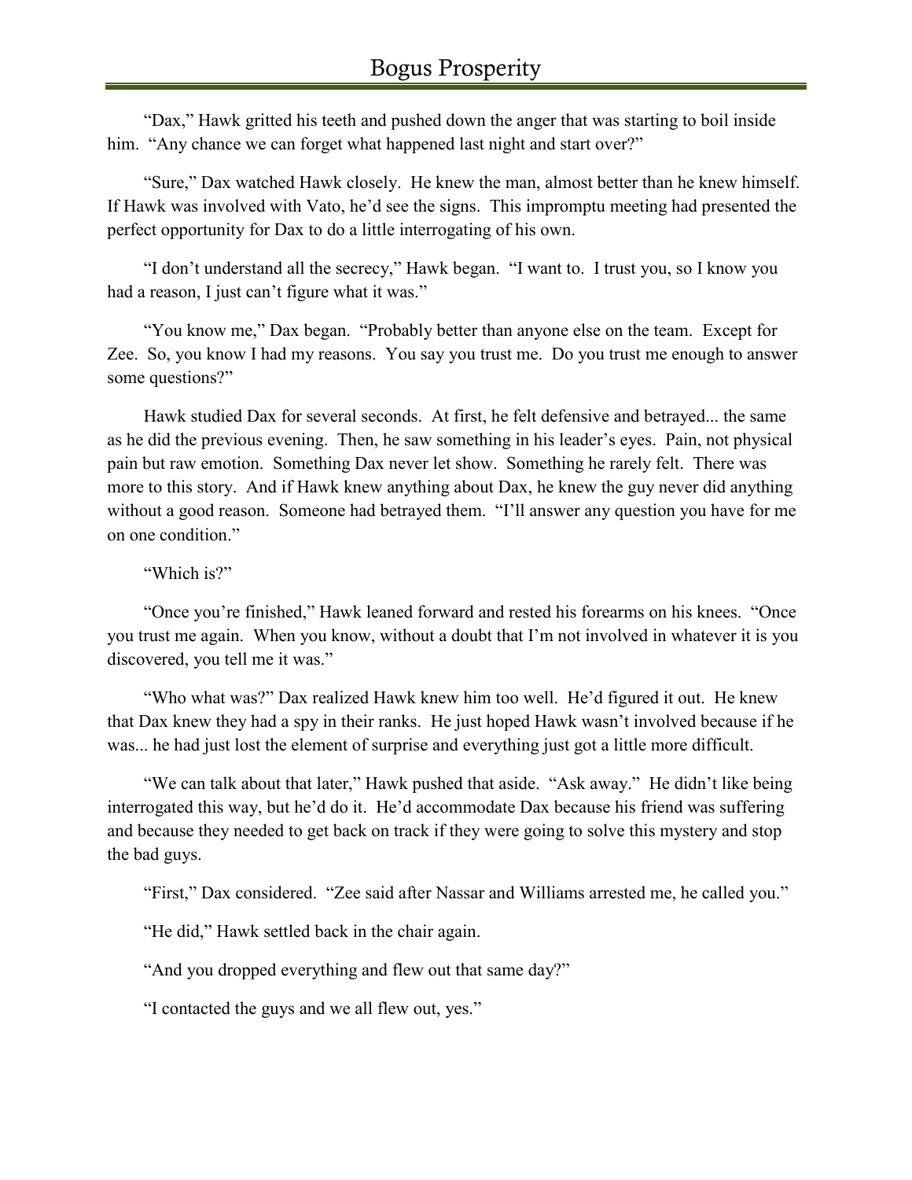"Dax," Hawk gritted his teeth and pushed down the anger that was starting to boil inside him. "Any chance we can forget what happened last night and start over?"

"Sure," Dax watched Hawk closely. He knew the man, almost better than he knew himself. If Hawk was involved with Vato, he'd see the signs. This impromptu meeting had presented the perfect opportunity for Dax to do a little interrogating of his own.

"I don't understand all the secrecy," Hawk began. "I want to. I trust you, so I know you had a reason, I just can't figure what it was."

"You know me," Dax began. "Probably better than anyone else on the team. Except for Zee. So, you know I had my reasons. You say you trust me. Do you trust me enough to answer some questions?"

Hawk studied Dax for several seconds. At first, he felt defensive and betrayed... the same as he did the previous evening. Then, he saw something in his leader's eyes. Pain, not physical pain but raw emotion. Something Dax never let show. Something he rarely felt. There was more to this story. And if Hawk knew anything about Dax, he knew the guy never did anything without a good reason. Someone had betrayed them. "I'll answer any question you have for me on one condition."

"Which is?"

"Once you're finished," Hawk leaned forward and rested his forearms on his knees. "Once you trust me again. When you know, without a doubt that I'm not involved in whatever it is you discovered, you tell me it was."

"Who what was?" Dax realized Hawk knew him too well. He'd figured it out. He knew that Dax knew they had a spy in their ranks. He just hoped Hawk wasn't involved because if he was... he had just lost the element of surprise and everything just got a little more difficult.

"We can talk about that later," Hawk pushed that aside. "Ask away." He didn't like being interrogated this way, but he'd do it. He'd accommodate Dax because his friend was suffering and because they needed to get back on track if they were going to solve this mystery and stop the bad guys.

"First," Dax considered. "Zee said after Nassar and Williams arrested me, he called you."

"He did," Hawk settled back in the chair again.

"And you dropped everything and flew out that same day?"

"I contacted the guys and we all flew out, yes."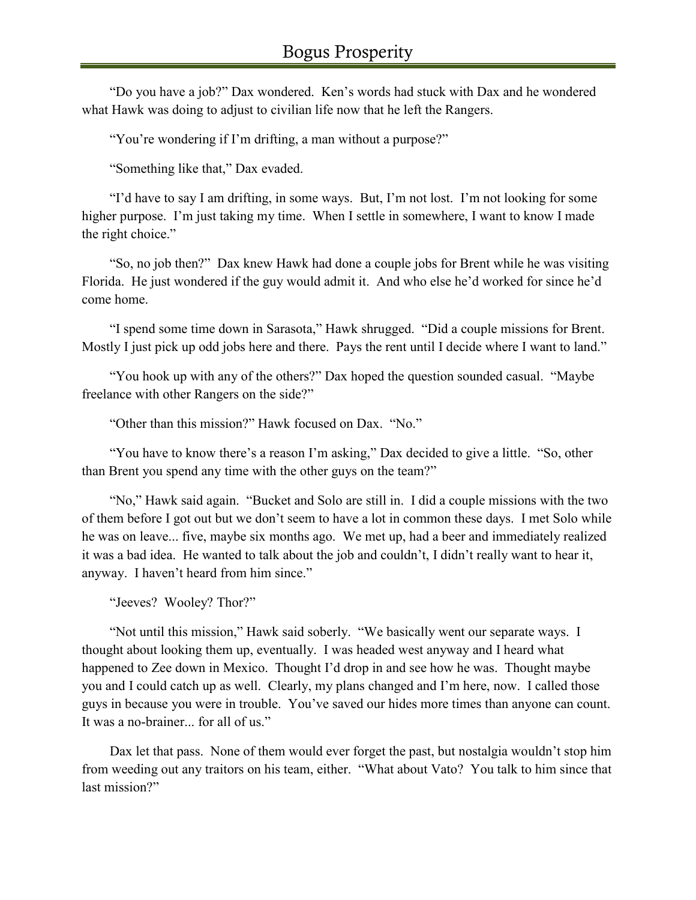"Do you have a job?" Dax wondered. Ken's words had stuck with Dax and he wondered what Hawk was doing to adjust to civilian life now that he left the Rangers.

"You're wondering if I'm drifting, a man without a purpose?"

"Something like that," Dax evaded.

"I'd have to say I am drifting, in some ways. But, I'm not lost. I'm not looking for some higher purpose. I'm just taking my time. When I settle in somewhere, I want to know I made the right choice."

"So, no job then?" Dax knew Hawk had done a couple jobs for Brent while he was visiting Florida. He just wondered if the guy would admit it. And who else he'd worked for since he'd come home.

"I spend some time down in Sarasota," Hawk shrugged. "Did a couple missions for Brent. Mostly I just pick up odd jobs here and there. Pays the rent until I decide where I want to land."

"You hook up with any of the others?" Dax hoped the question sounded casual. "Maybe freelance with other Rangers on the side?"

"Other than this mission?" Hawk focused on Dax. "No."

"You have to know there's a reason I'm asking," Dax decided to give a little. "So, other than Brent you spend any time with the other guys on the team?"

"No," Hawk said again. "Bucket and Solo are still in. I did a couple missions with the two of them before I got out but we don't seem to have a lot in common these days. I met Solo while he was on leave... five, maybe six months ago. We met up, had a beer and immediately realized it was a bad idea. He wanted to talk about the job and couldn't, I didn't really want to hear it, anyway. I haven't heard from him since."

"Jeeves? Wooley? Thor?"

"Not until this mission," Hawk said soberly. "We basically went our separate ways. I thought about looking them up, eventually. I was headed west anyway and I heard what happened to Zee down in Mexico. Thought I'd drop in and see how he was. Thought maybe you and I could catch up as well. Clearly, my plans changed and I'm here, now. I called those guys in because you were in trouble. You've saved our hides more times than anyone can count. It was a no-brainer... for all of us."

Dax let that pass. None of them would ever forget the past, but nostalgia wouldn't stop him from weeding out any traitors on his team, either. "What about Vato? You talk to him since that last mission?"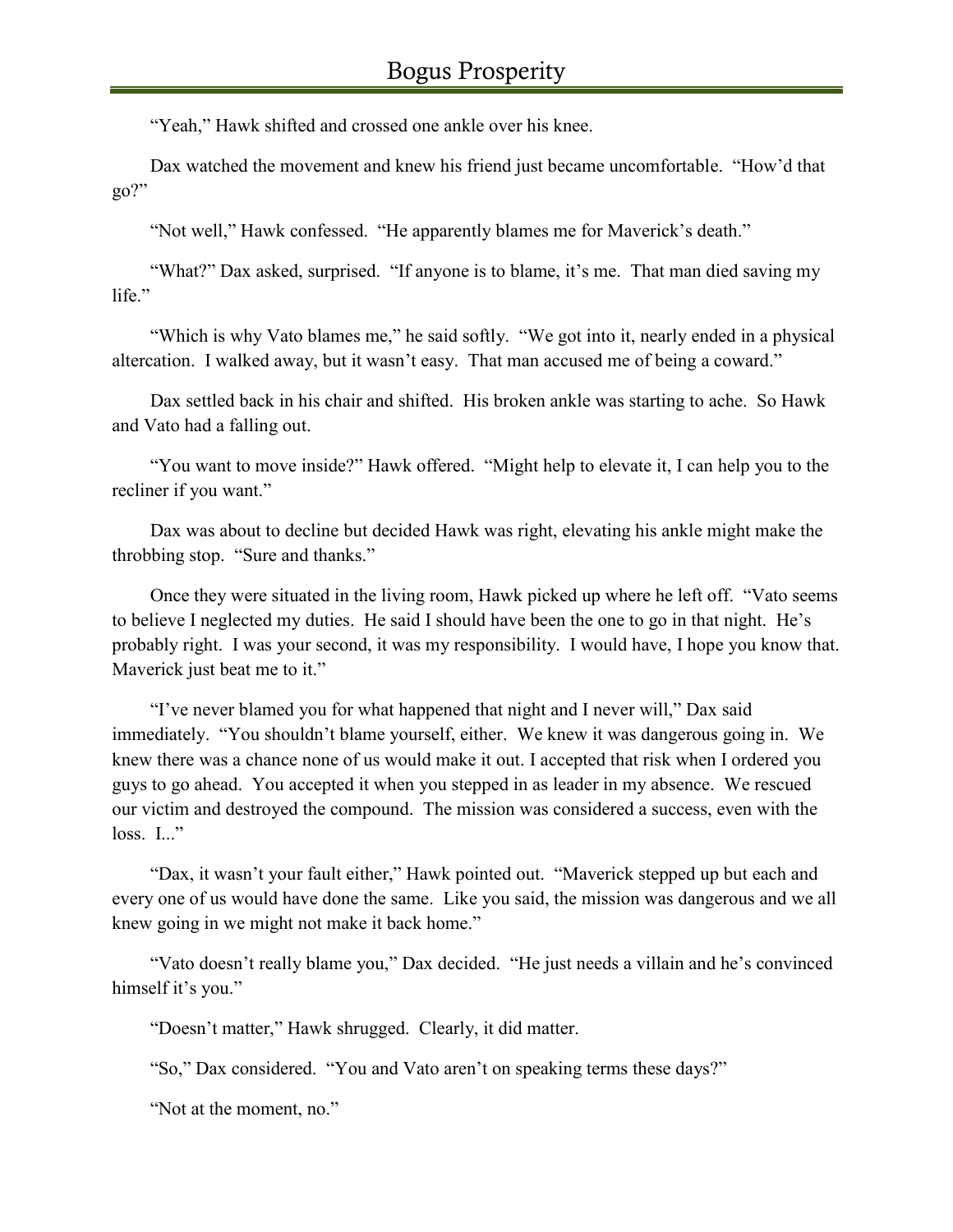"Yeah," Hawk shifted and crossed one ankle over his knee.

Dax watched the movement and knew his friend just became uncomfortable. "How'd that go?"

"Not well," Hawk confessed. "He apparently blames me for Maverick's death."

"What?" Dax asked, surprised. "If anyone is to blame, it's me. That man died saving my life."

"Which is why Vato blames me," he said softly. "We got into it, nearly ended in a physical altercation. I walked away, but it wasn't easy. That man accused me of being a coward."

Dax settled back in his chair and shifted. His broken ankle was starting to ache. So Hawk and Vato had a falling out.

"You want to move inside?" Hawk offered. "Might help to elevate it, I can help you to the recliner if you want."

Dax was about to decline but decided Hawk was right, elevating his ankle might make the throbbing stop. "Sure and thanks."

Once they were situated in the living room, Hawk picked up where he left off. "Vato seems to believe I neglected my duties. He said I should have been the one to go in that night. He's probably right. I was your second, it was my responsibility. I would have, I hope you know that. Maverick just beat me to it."

"I've never blamed you for what happened that night and I never will," Dax said immediately. "You shouldn't blame yourself, either. We knew it was dangerous going in. We knew there was a chance none of us would make it out. I accepted that risk when I ordered you guys to go ahead. You accepted it when you stepped in as leader in my absence. We rescued our victim and destroyed the compound. The mission was considered a success, even with the loss. I..."

"Dax, it wasn't your fault either," Hawk pointed out. "Maverick stepped up but each and every one of us would have done the same. Like you said, the mission was dangerous and we all knew going in we might not make it back home."

"Vato doesn't really blame you," Dax decided. "He just needs a villain and he's convinced himself it's you."

"Doesn't matter," Hawk shrugged. Clearly, it did matter.

"So," Dax considered. "You and Vato aren't on speaking terms these days?"

"Not at the moment, no."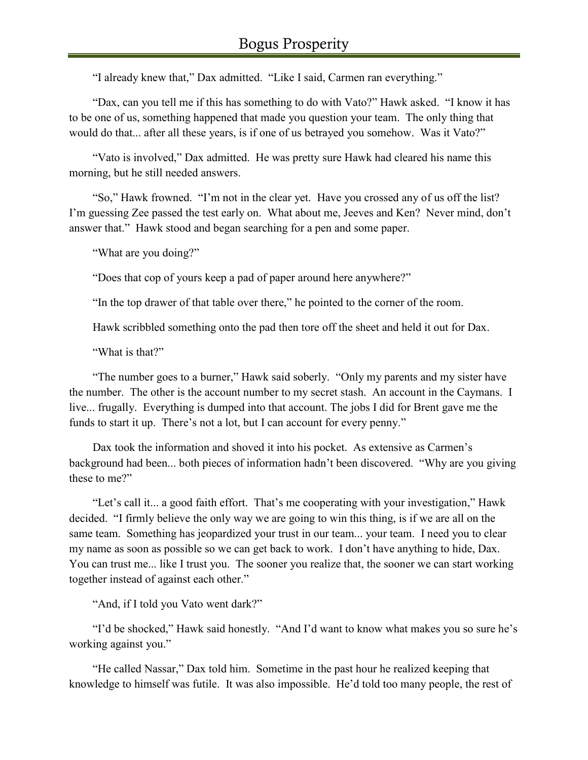"I already knew that," Dax admitted. "Like I said, Carmen ran everything."

"Dax, can you tell me if this has something to do with Vato?" Hawk asked. "I know it has to be one of us, something happened that made you question your team. The only thing that would do that... after all these years, is if one of us betrayed you somehow. Was it Vato?"

"Vato is involved," Dax admitted. He was pretty sure Hawk had cleared his name this morning, but he still needed answers.

"So," Hawk frowned. "I'm not in the clear yet. Have you crossed any of us off the list? I'm guessing Zee passed the test early on. What about me, Jeeves and Ken? Never mind, don't answer that." Hawk stood and began searching for a pen and some paper.

"What are you doing?"

"Does that cop of yours keep a pad of paper around here anywhere?"

"In the top drawer of that table over there," he pointed to the corner of the room.

Hawk scribbled something onto the pad then tore off the sheet and held it out for Dax.

"What is that?"

"The number goes to a burner," Hawk said soberly. "Only my parents and my sister have the number. The other is the account number to my secret stash. An account in the Caymans. I live... frugally. Everything is dumped into that account. The jobs I did for Brent gave me the funds to start it up. There's not a lot, but I can account for every penny."

Dax took the information and shoved it into his pocket. As extensive as Carmen's background had been... both pieces of information hadn't been discovered. "Why are you giving these to me?"

"Let's call it... a good faith effort. That's me cooperating with your investigation," Hawk decided. "I firmly believe the only way we are going to win this thing, is if we are all on the same team. Something has jeopardized your trust in our team... your team. I need you to clear my name as soon as possible so we can get back to work. I don't have anything to hide, Dax. You can trust me... like I trust you. The sooner you realize that, the sooner we can start working together instead of against each other."

"And, if I told you Vato went dark?"

"I'd be shocked," Hawk said honestly. "And I'd want to know what makes you so sure he's working against you."

"He called Nassar," Dax told him. Sometime in the past hour he realized keeping that knowledge to himself was futile. It was also impossible. He'd told too many people, the rest of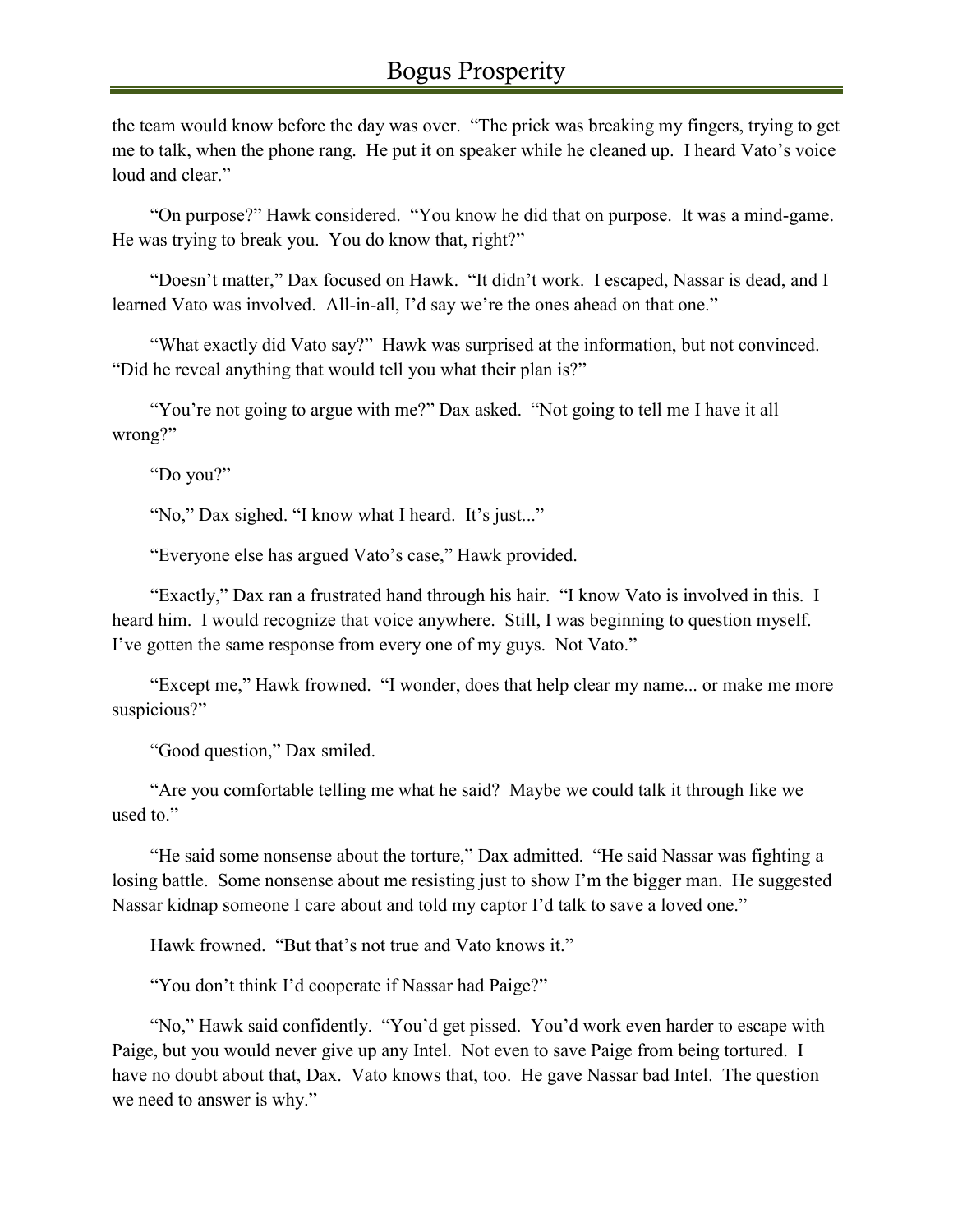the team would know before the day was over. "The prick was breaking my fingers, trying to get me to talk, when the phone rang. He put it on speaker while he cleaned up. I heard Vato's voice loud and clear."

"On purpose?" Hawk considered. "You know he did that on purpose. It was a mind-game. He was trying to break you. You do know that, right?"

"Doesn't matter," Dax focused on Hawk. "It didn't work. I escaped, Nassar is dead, and I learned Vato was involved. All-in-all, I'd say we're the ones ahead on that one."

"What exactly did Vato say?" Hawk was surprised at the information, but not convinced. "Did he reveal anything that would tell you what their plan is?"

"You're not going to argue with me?" Dax asked. "Not going to tell me I have it all wrong?"

"Do you?"

"No," Dax sighed. "I know what I heard. It's just..."

"Everyone else has argued Vato's case," Hawk provided.

"Exactly," Dax ran a frustrated hand through his hair. "I know Vato is involved in this. I heard him. I would recognize that voice anywhere. Still, I was beginning to question myself. I've gotten the same response from every one of my guys. Not Vato."

"Except me," Hawk frowned. "I wonder, does that help clear my name... or make me more suspicious?"

"Good question," Dax smiled.

"Are you comfortable telling me what he said? Maybe we could talk it through like we used to."

"He said some nonsense about the torture," Dax admitted. "He said Nassar was fighting a losing battle. Some nonsense about me resisting just to show I'm the bigger man. He suggested Nassar kidnap someone I care about and told my captor I'd talk to save a loved one."

Hawk frowned. "But that's not true and Vato knows it."

"You don't think I'd cooperate if Nassar had Paige?"

"No," Hawk said confidently. "You'd get pissed. You'd work even harder to escape with Paige, but you would never give up any Intel. Not even to save Paige from being tortured. I have no doubt about that, Dax. Vato knows that, too. He gave Nassar bad Intel. The question we need to answer is why."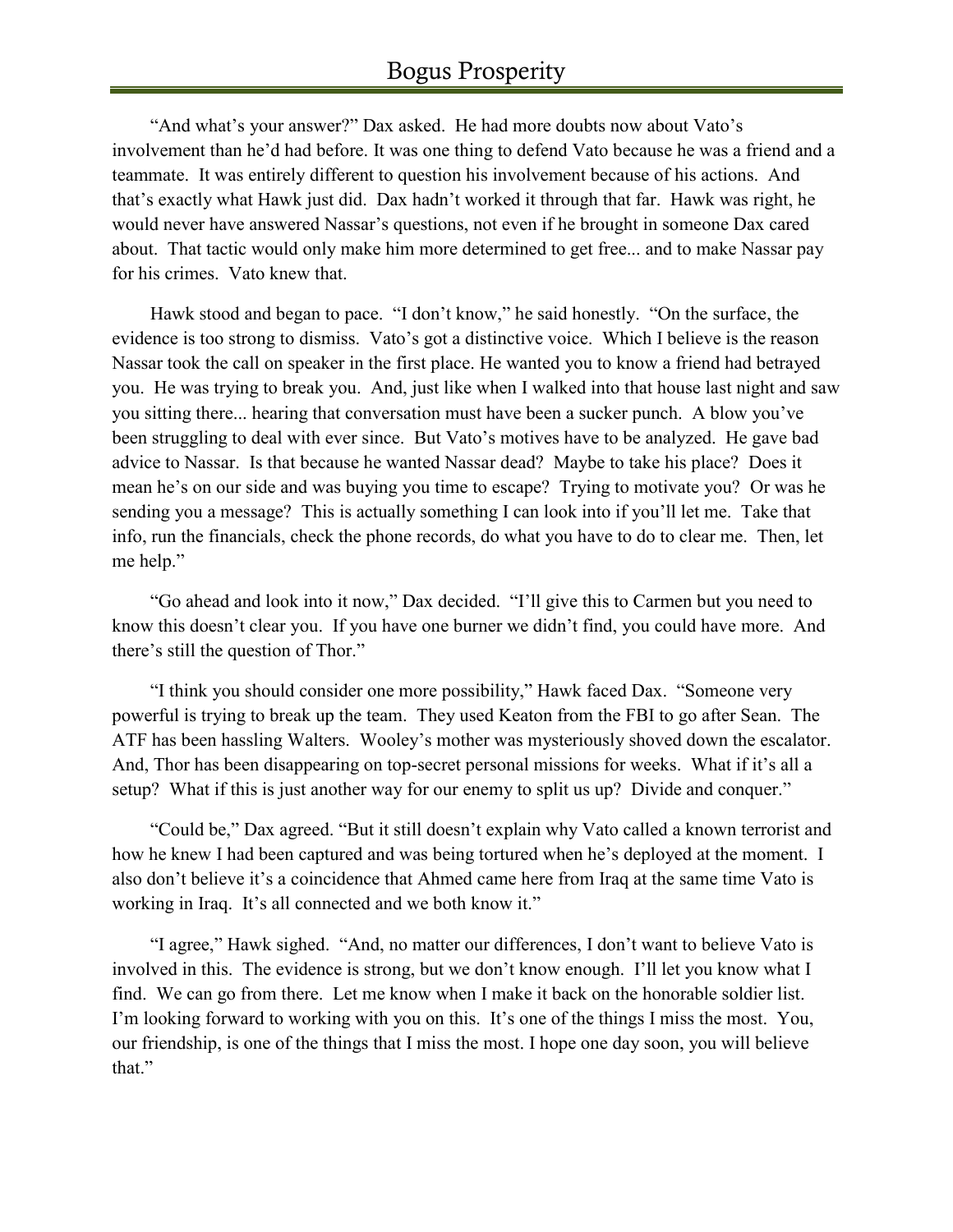"And what's your answer?" Dax asked. He had more doubts now about Vato's involvement than he'd had before. It was one thing to defend Vato because he was a friend and a teammate. It was entirely different to question his involvement because of his actions. And that's exactly what Hawk just did. Dax hadn't worked it through that far. Hawk was right, he would never have answered Nassar's questions, not even if he brought in someone Dax cared about. That tactic would only make him more determined to get free... and to make Nassar pay for his crimes. Vato knew that.

Hawk stood and began to pace. "I don't know," he said honestly. "On the surface, the evidence is too strong to dismiss. Vato's got a distinctive voice. Which I believe is the reason Nassar took the call on speaker in the first place. He wanted you to know a friend had betrayed you. He was trying to break you. And, just like when I walked into that house last night and saw you sitting there... hearing that conversation must have been a sucker punch. A blow you've been struggling to deal with ever since. But Vato's motives have to be analyzed. He gave bad advice to Nassar. Is that because he wanted Nassar dead? Maybe to take his place? Does it mean he's on our side and was buying you time to escape? Trying to motivate you? Or was he sending you a message? This is actually something I can look into if you'll let me. Take that info, run the financials, check the phone records, do what you have to do to clear me. Then, let me help."

"Go ahead and look into it now," Dax decided. "I'll give this to Carmen but you need to know this doesn't clear you. If you have one burner we didn't find, you could have more. And there's still the question of Thor."

"I think you should consider one more possibility," Hawk faced Dax. "Someone very powerful is trying to break up the team. They used Keaton from the FBI to go after Sean. The ATF has been hassling Walters. Wooley's mother was mysteriously shoved down the escalator. And, Thor has been disappearing on top-secret personal missions for weeks. What if it's all a setup? What if this is just another way for our enemy to split us up? Divide and conquer."

"Could be," Dax agreed. "But it still doesn't explain why Vato called a known terrorist and how he knew I had been captured and was being tortured when he's deployed at the moment. I also don't believe it's a coincidence that Ahmed came here from Iraq at the same time Vato is working in Iraq. It's all connected and we both know it."

"I agree," Hawk sighed. "And, no matter our differences, I don't want to believe Vato is involved in this. The evidence is strong, but we don't know enough. I'll let you know what I find. We can go from there. Let me know when I make it back on the honorable soldier list. I'm looking forward to working with you on this. It's one of the things I miss the most. You, our friendship, is one of the things that I miss the most. I hope one day soon, you will believe that."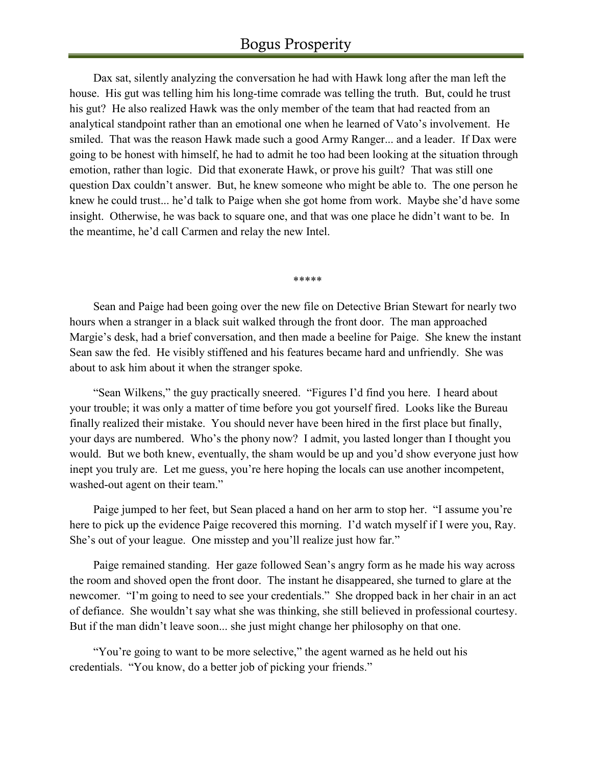Dax sat, silently analyzing the conversation he had with Hawk long after the man left the house. His gut was telling him his long-time comrade was telling the truth. But, could he trust his gut? He also realized Hawk was the only member of the team that had reacted from an analytical standpoint rather than an emotional one when he learned of Vato's involvement. He smiled. That was the reason Hawk made such a good Army Ranger... and a leader. If Dax were going to be honest with himself, he had to admit he too had been looking at the situation through emotion, rather than logic. Did that exonerate Hawk, or prove his guilt? That was still one question Dax couldn't answer. But, he knew someone who might be able to. The one person he knew he could trust... he'd talk to Paige when she got home from work. Maybe she'd have some insight. Otherwise, he was back to square one, and that was one place he didn't want to be. In the meantime, he'd call Carmen and relay the new Intel.

*****

Sean and Paige had been going over the new file on Detective Brian Stewart for nearly two hours when a stranger in a black suit walked through the front door. The man approached Margie's desk, had a brief conversation, and then made a beeline for Paige. She knew the instant Sean saw the fed. He visibly stiffened and his features became hard and unfriendly. She was about to ask him about it when the stranger spoke.

"Sean Wilkens," the guy practically sneered. "Figures I'd find you here. I heard about your trouble; it was only a matter of time before you got yourself fired. Looks like the Bureau finally realized their mistake. You should never have been hired in the first place but finally, your days are numbered. Who's the phony now? I admit, you lasted longer than I thought you would. But we both knew, eventually, the sham would be up and you'd show everyone just how inept you truly are. Let me guess, you're here hoping the locals can use another incompetent, washed-out agent on their team."

Paige jumped to her feet, but Sean placed a hand on her arm to stop her. "I assume you're here to pick up the evidence Paige recovered this morning. I'd watch myself if I were you, Ray. She's out of your league. One misstep and you'll realize just how far."

Paige remained standing. Her gaze followed Sean's angry form as he made his way across the room and shoved open the front door. The instant he disappeared, she turned to glare at the newcomer. "I'm going to need to see your credentials." She dropped back in her chair in an act of defiance. She wouldn't say what she was thinking, she still believed in professional courtesy. But if the man didn't leave soon... she just might change her philosophy on that one.

"You're going to want to be more selective," the agent warned as he held out his credentials. "You know, do a better job of picking your friends."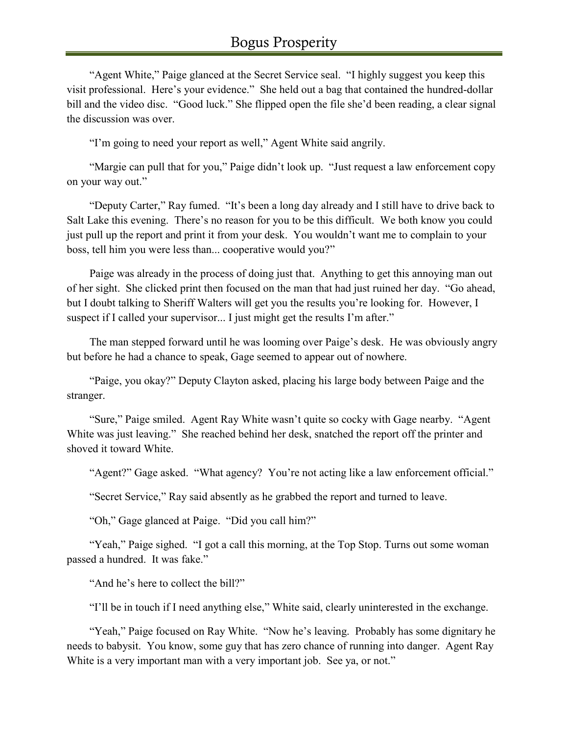"Agent White," Paige glanced at the Secret Service seal. "I highly suggest you keep this visit professional. Here's your evidence." She held out a bag that contained the hundred-dollar bill and the video disc. "Good luck." She flipped open the file she'd been reading, a clear signal the discussion was over.

"I'm going to need your report as well," Agent White said angrily.

"Margie can pull that for you," Paige didn't look up. "Just request a law enforcement copy on your way out."

"Deputy Carter," Ray fumed. "It's been a long day already and I still have to drive back to Salt Lake this evening. There's no reason for you to be this difficult. We both know you could just pull up the report and print it from your desk. You wouldn't want me to complain to your boss, tell him you were less than... cooperative would you?"

Paige was already in the process of doing just that. Anything to get this annoying man out of her sight. She clicked print then focused on the man that had just ruined her day. "Go ahead, but I doubt talking to Sheriff Walters will get you the results you're looking for. However, I suspect if I called your supervisor... I just might get the results I'm after."

The man stepped forward until he was looming over Paige's desk. He was obviously angry but before he had a chance to speak, Gage seemed to appear out of nowhere.

"Paige, you okay?" Deputy Clayton asked, placing his large body between Paige and the stranger.

"Sure," Paige smiled. Agent Ray White wasn't quite so cocky with Gage nearby. "Agent White was just leaving." She reached behind her desk, snatched the report off the printer and shoved it toward White.

"Agent?" Gage asked. "What agency? You're not acting like a law enforcement official."

"Secret Service," Ray said absently as he grabbed the report and turned to leave.

"Oh," Gage glanced at Paige. "Did you call him?"

"Yeah," Paige sighed. "I got a call this morning, at the Top Stop. Turns out some woman passed a hundred. It was fake."

"And he's here to collect the bill?"

"I'll be in touch if I need anything else," White said, clearly uninterested in the exchange.

"Yeah," Paige focused on Ray White. "Now he's leaving. Probably has some dignitary he needs to babysit. You know, some guy that has zero chance of running into danger. Agent Ray White is a very important man with a very important job. See ya, or not."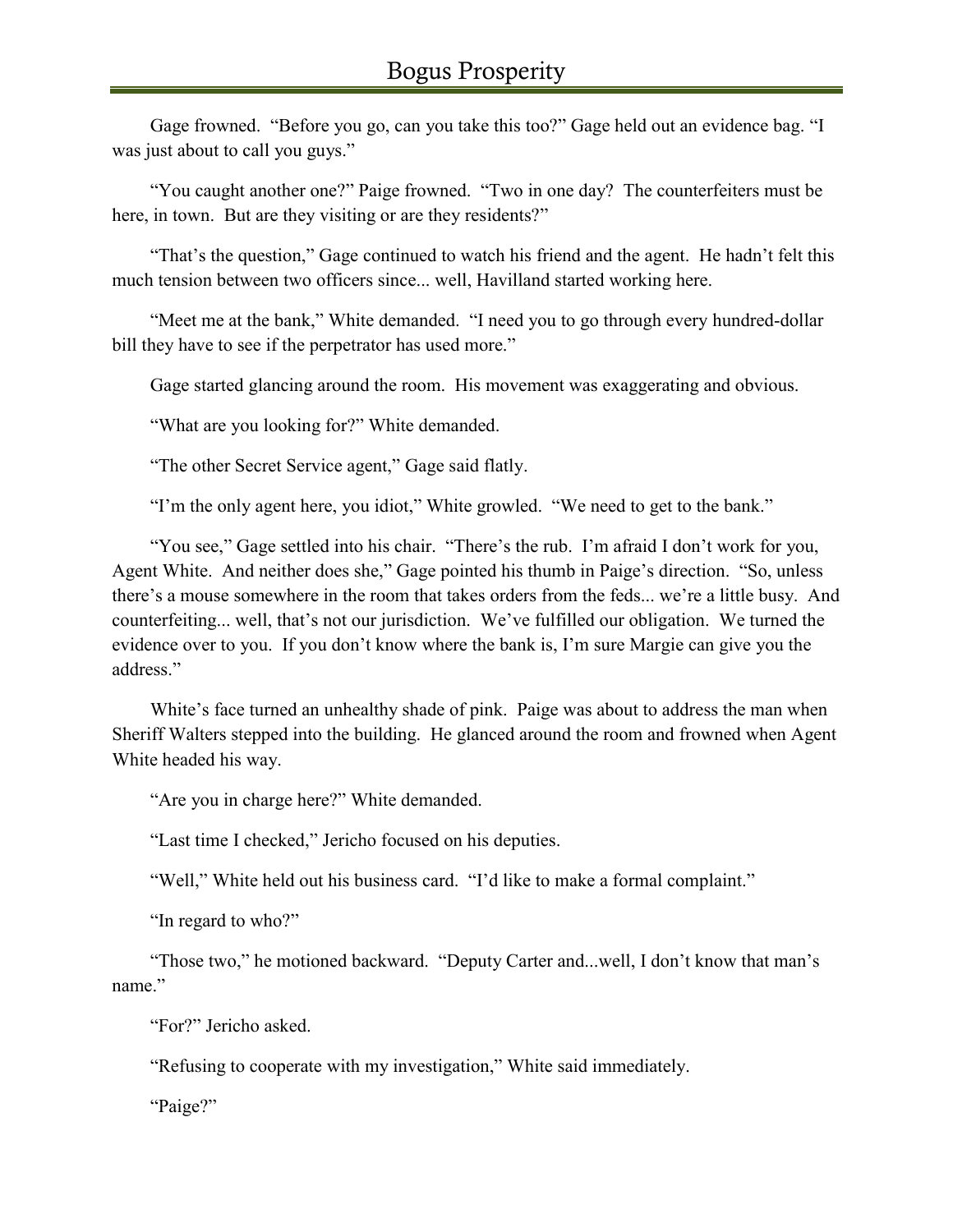Gage frowned. "Before you go, can you take this too?" Gage held out an evidence bag. "I was just about to call you guys."

"You caught another one?" Paige frowned. "Two in one day? The counterfeiters must be here, in town. But are they visiting or are they residents?"

"That's the question," Gage continued to watch his friend and the agent. He hadn't felt this much tension between two officers since... well, Havilland started working here.

"Meet me at the bank," White demanded. "I need you to go through every hundred-dollar bill they have to see if the perpetrator has used more."

Gage started glancing around the room. His movement was exaggerating and obvious.

"What are you looking for?" White demanded.

"The other Secret Service agent," Gage said flatly.

"I'm the only agent here, you idiot," White growled. "We need to get to the bank."

"You see," Gage settled into his chair. "There's the rub. I'm afraid I don't work for you, Agent White. And neither does she," Gage pointed his thumb in Paige's direction. "So, unless there's a mouse somewhere in the room that takes orders from the feds... we're a little busy. And counterfeiting... well, that's not our jurisdiction. We've fulfilled our obligation. We turned the evidence over to you. If you don't know where the bank is, I'm sure Margie can give you the address."

White's face turned an unhealthy shade of pink. Paige was about to address the man when Sheriff Walters stepped into the building. He glanced around the room and frowned when Agent White headed his way.

"Are you in charge here?" White demanded.

"Last time I checked," Jericho focused on his deputies.

"Well," White held out his business card. "I'd like to make a formal complaint."

"In regard to who?"

"Those two," he motioned backward. "Deputy Carter and...well, I don't know that man's name."

"For?" Jericho asked.

"Refusing to cooperate with my investigation," White said immediately.

"Paige?"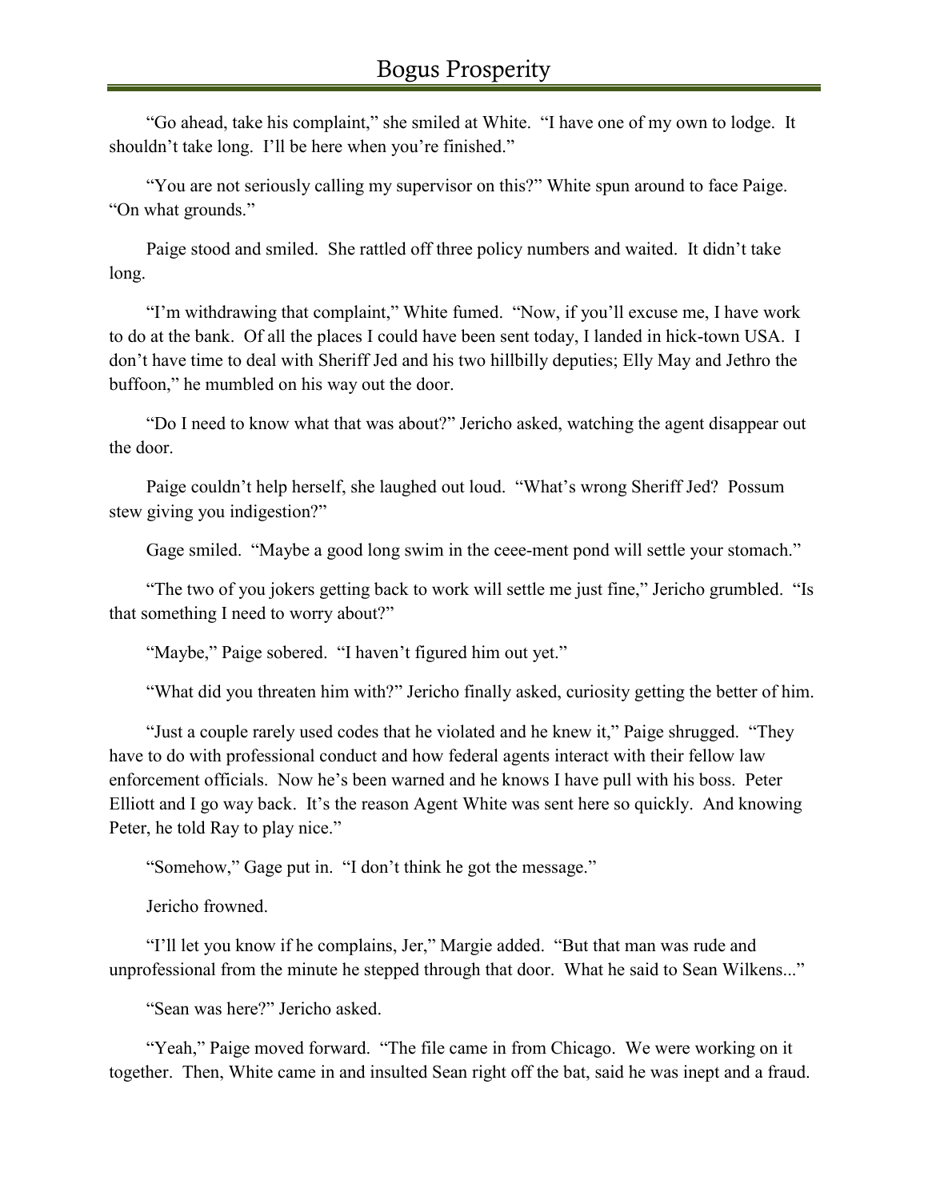"Go ahead, take his complaint," she smiled at White. "I have one of my own to lodge. It shouldn't take long. I'll be here when you're finished."

"You are not seriously calling my supervisor on this?" White spun around to face Paige. "On what grounds."

Paige stood and smiled. She rattled off three policy numbers and waited. It didn't take long.

"I'm withdrawing that complaint," White fumed. "Now, if you'll excuse me, I have work to do at the bank. Of all the places I could have been sent today, I landed in hick-town USA. I don't have time to deal with Sheriff Jed and his two hillbilly deputies; Elly May and Jethro the buffoon," he mumbled on his way out the door.

"Do I need to know what that was about?" Jericho asked, watching the agent disappear out the door.

Paige couldn't help herself, she laughed out loud. "What's wrong Sheriff Jed? Possum stew giving you indigestion?"

Gage smiled. "Maybe a good long swim in the ceee-ment pond will settle your stomach."

"The two of you jokers getting back to work will settle me just fine," Jericho grumbled. "Is that something I need to worry about?"

"Maybe," Paige sobered. "I haven't figured him out yet."

"What did you threaten him with?" Jericho finally asked, curiosity getting the better of him.

"Just a couple rarely used codes that he violated and he knew it," Paige shrugged. "They have to do with professional conduct and how federal agents interact with their fellow law enforcement officials. Now he's been warned and he knows I have pull with his boss. Peter Elliott and I go way back. It's the reason Agent White was sent here so quickly. And knowing Peter, he told Ray to play nice."

"Somehow," Gage put in. "I don't think he got the message."

Jericho frowned.

"I'll let you know if he complains, Jer," Margie added. "But that man was rude and unprofessional from the minute he stepped through that door. What he said to Sean Wilkens..."

"Sean was here?" Jericho asked.

"Yeah," Paige moved forward. "The file came in from Chicago. We were working on it together. Then, White came in and insulted Sean right off the bat, said he was inept and a fraud.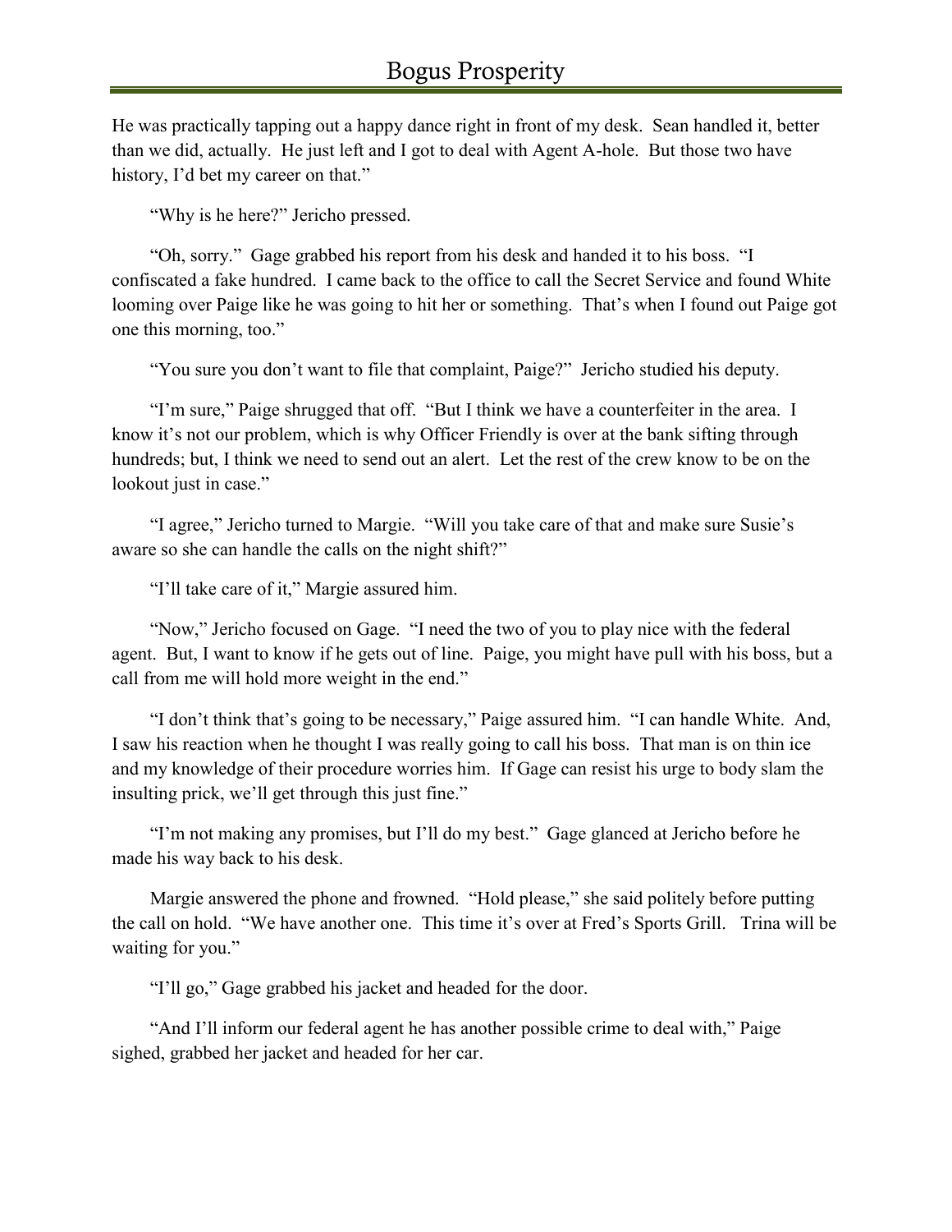He was practically tapping out a happy dance right in front of my desk. Sean handled it, better than we did, actually. He just left and I got to deal with Agent A-hole. But those two have history, I'd bet my career on that."

"Why is he here?" Jericho pressed.

"Oh, sorry." Gage grabbed his report from his desk and handed it to his boss. "I confiscated a fake hundred. I came back to the office to call the Secret Service and found White looming over Paige like he was going to hit her or something. That's when I found out Paige got one this morning, too."

"You sure you don't want to file that complaint, Paige?" Jericho studied his deputy.

"I'm sure," Paige shrugged that off. "But I think we have a counterfeiter in the area. I know it's not our problem, which is why Officer Friendly is over at the bank sifting through hundreds; but, I think we need to send out an alert. Let the rest of the crew know to be on the lookout just in case."

"I agree," Jericho turned to Margie. "Will you take care of that and make sure Susie's aware so she can handle the calls on the night shift?"

"I'll take care of it," Margie assured him.

"Now," Jericho focused on Gage. "I need the two of you to play nice with the federal agent. But, I want to know if he gets out of line. Paige, you might have pull with his boss, but a call from me will hold more weight in the end."

"I don't think that's going to be necessary," Paige assured him. "I can handle White. And, I saw his reaction when he thought I was really going to call his boss. That man is on thin ice and my knowledge of their procedure worries him. If Gage can resist his urge to body slam the insulting prick, we'll get through this just fine."

"I'm not making any promises, but I'll do my best." Gage glanced at Jericho before he made his way back to his desk.

Margie answered the phone and frowned. "Hold please," she said politely before putting the call on hold. "We have another one. This time it's over at Fred's Sports Grill. Trina will be waiting for you."

"I'll go," Gage grabbed his jacket and headed for the door.

"And I'll inform our federal agent he has another possible crime to deal with," Paige sighed, grabbed her jacket and headed for her car.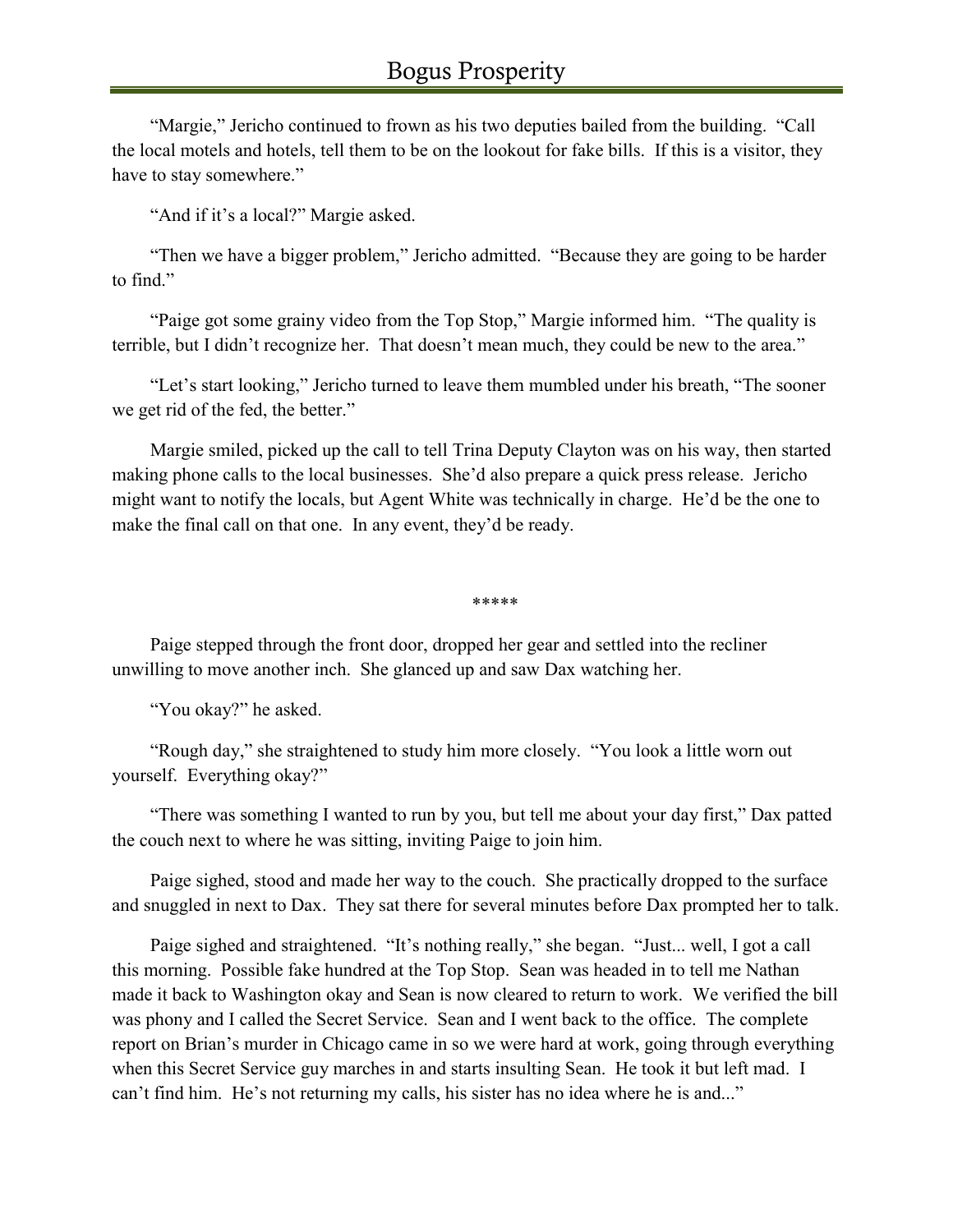"Margie," Jericho continued to frown as his two deputies bailed from the building. "Call the local motels and hotels, tell them to be on the lookout for fake bills. If this is a visitor, they have to stay somewhere."

"And if it's a local?" Margie asked.

"Then we have a bigger problem," Jericho admitted. "Because they are going to be harder to find."

"Paige got some grainy video from the Top Stop," Margie informed him. "The quality is terrible, but I didn't recognize her. That doesn't mean much, they could be new to the area."

"Let's start looking," Jericho turned to leave them mumbled under his breath, "The sooner we get rid of the fed, the better."

Margie smiled, picked up the call to tell Trina Deputy Clayton was on his way, then started making phone calls to the local businesses. She'd also prepare a quick press release. Jericho might want to notify the locals, but Agent White was technically in charge. He'd be the one to make the final call on that one. In any event, they'd be ready.

*****

Paige stepped through the front door, dropped her gear and settled into the recliner unwilling to move another inch. She glanced up and saw Dax watching her.

"You okay?" he asked.

"Rough day," she straightened to study him more closely. "You look a little worn out yourself. Everything okay?"

"There was something I wanted to run by you, but tell me about your day first," Dax patted the couch next to where he was sitting, inviting Paige to join him.

Paige sighed, stood and made her way to the couch. She practically dropped to the surface and snuggled in next to Dax. They sat there for several minutes before Dax prompted her to talk.

Paige sighed and straightened. "It's nothing really," she began. "Just... well, I got a call this morning. Possible fake hundred at the Top Stop. Sean was headed in to tell me Nathan made it back to Washington okay and Sean is now cleared to return to work. We verified the bill was phony and I called the Secret Service. Sean and I went back to the office. The complete report on Brian's murder in Chicago came in so we were hard at work, going through everything when this Secret Service guy marches in and starts insulting Sean. He took it but left mad. I can't find him. He's not returning my calls, his sister has no idea where he is and..."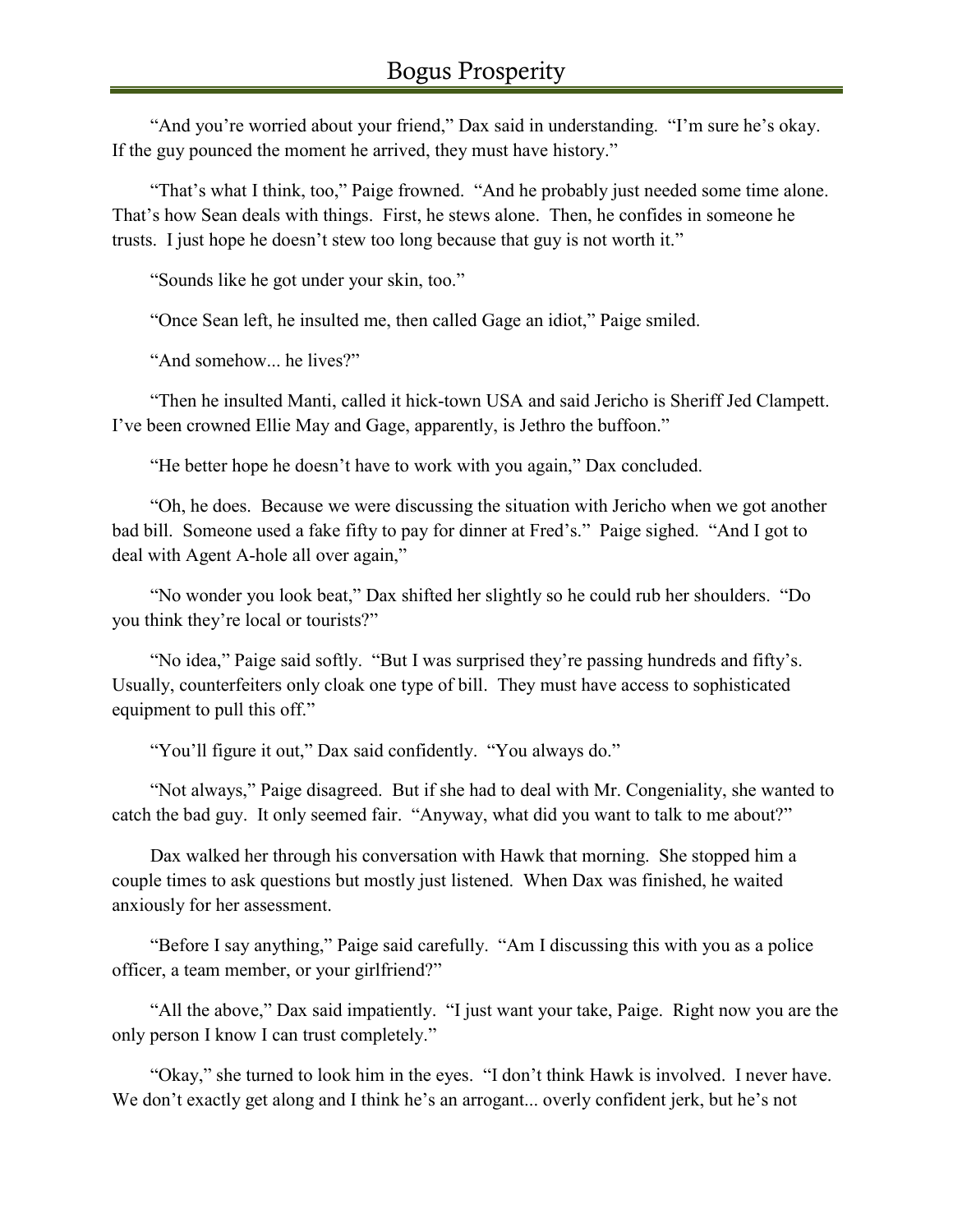"And you're worried about your friend," Dax said in understanding. "I'm sure he's okay. If the guy pounced the moment he arrived, they must have history."

"That's what I think, too," Paige frowned. "And he probably just needed some time alone. That's how Sean deals with things. First, he stews alone. Then, he confides in someone he trusts. I just hope he doesn't stew too long because that guy is not worth it."

"Sounds like he got under your skin, too."

"Once Sean left, he insulted me, then called Gage an idiot," Paige smiled.

"And somehow... he lives?"

"Then he insulted Manti, called it hick-town USA and said Jericho is Sheriff Jed Clampett. I've been crowned Ellie May and Gage, apparently, is Jethro the buffoon."

"He better hope he doesn't have to work with you again," Dax concluded.

"Oh, he does. Because we were discussing the situation with Jericho when we got another bad bill. Someone used a fake fifty to pay for dinner at Fred's." Paige sighed. "And I got to deal with Agent A-hole all over again,"

"No wonder you look beat," Dax shifted her slightly so he could rub her shoulders. "Do you think they're local or tourists?"

"No idea," Paige said softly. "But I was surprised they're passing hundreds and fifty's. Usually, counterfeiters only cloak one type of bill. They must have access to sophisticated equipment to pull this off."

"You'll figure it out," Dax said confidently. "You always do."

"Not always," Paige disagreed. But if she had to deal with Mr. Congeniality, she wanted to catch the bad guy. It only seemed fair. "Anyway, what did you want to talk to me about?"

Dax walked her through his conversation with Hawk that morning. She stopped him a couple times to ask questions but mostly just listened. When Dax was finished, he waited anxiously for her assessment.

"Before I say anything," Paige said carefully. "Am I discussing this with you as a police officer, a team member, or your girlfriend?"

"All the above," Dax said impatiently. "I just want your take, Paige. Right now you are the only person I know I can trust completely."

"Okay," she turned to look him in the eyes. "I don't think Hawk is involved. I never have. We don't exactly get along and I think he's an arrogant... overly confident jerk, but he's not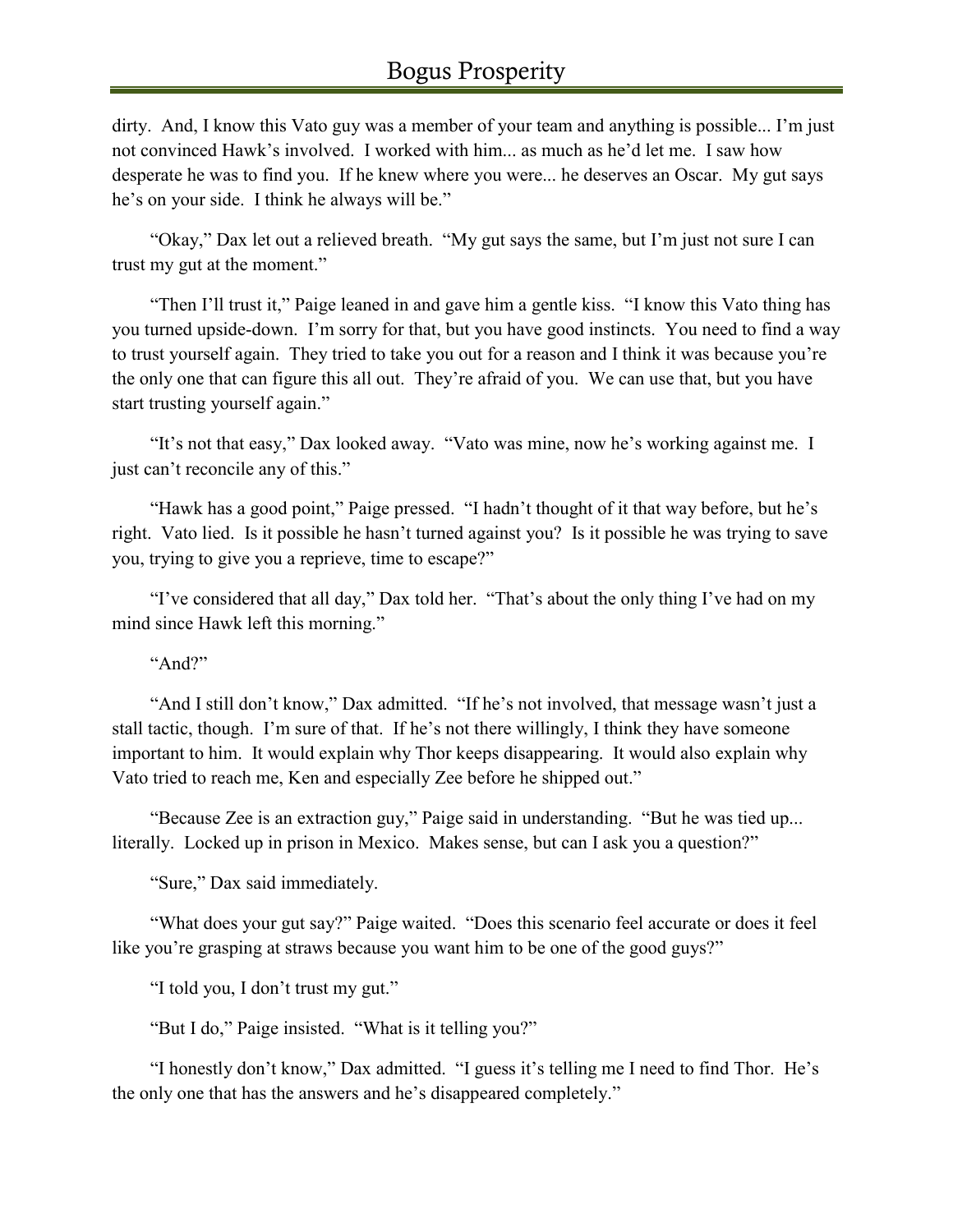dirty. And, I know this Vato guy was a member of your team and anything is possible... I'm just not convinced Hawk's involved. I worked with him... as much as he'd let me. I saw how desperate he was to find you. If he knew where you were... he deserves an Oscar. My gut says he's on your side. I think he always will be."

"Okay," Dax let out a relieved breath. "My gut says the same, but I'm just not sure I can trust my gut at the moment."

"Then I'll trust it," Paige leaned in and gave him a gentle kiss. "I know this Vato thing has you turned upside-down. I'm sorry for that, but you have good instincts. You need to find a way to trust yourself again. They tried to take you out for a reason and I think it was because you're the only one that can figure this all out. They're afraid of you. We can use that, but you have start trusting yourself again."

"It's not that easy," Dax looked away. "Vato was mine, now he's working against me. I just can't reconcile any of this."

"Hawk has a good point," Paige pressed. "I hadn't thought of it that way before, but he's right. Vato lied. Is it possible he hasn't turned against you? Is it possible he was trying to save you, trying to give you a reprieve, time to escape?"

"I've considered that all day," Dax told her. "That's about the only thing I've had on my mind since Hawk left this morning."

"And?"

"And I still don't know," Dax admitted. "If he's not involved, that message wasn't just a stall tactic, though. I'm sure of that. If he's not there willingly, I think they have someone important to him. It would explain why Thor keeps disappearing. It would also explain why Vato tried to reach me, Ken and especially Zee before he shipped out."

"Because Zee is an extraction guy," Paige said in understanding. "But he was tied up... literally. Locked up in prison in Mexico. Makes sense, but can I ask you a question?"

"Sure," Dax said immediately.

"What does your gut say?" Paige waited. "Does this scenario feel accurate or does it feel like you're grasping at straws because you want him to be one of the good guys?"

"I told you, I don't trust my gut."

"But I do," Paige insisted. "What is it telling you?"

"I honestly don't know," Dax admitted. "I guess it's telling me I need to find Thor. He's the only one that has the answers and he's disappeared completely."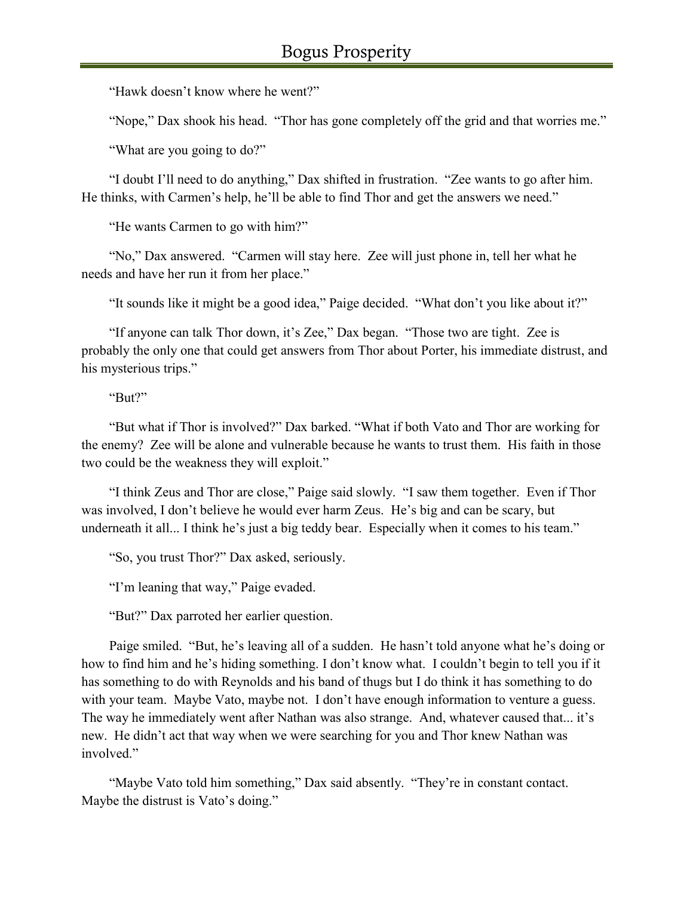"Hawk doesn't know where he went?"

"Nope," Dax shook his head. "Thor has gone completely off the grid and that worries me."

"What are you going to do?"

"I doubt I'll need to do anything," Dax shifted in frustration. "Zee wants to go after him. He thinks, with Carmen's help, he'll be able to find Thor and get the answers we need."

"He wants Carmen to go with him?"

"No," Dax answered. "Carmen will stay here. Zee will just phone in, tell her what he needs and have her run it from her place."

"It sounds like it might be a good idea," Paige decided. "What don't you like about it?"

"If anyone can talk Thor down, it's Zee," Dax began. "Those two are tight. Zee is probably the only one that could get answers from Thor about Porter, his immediate distrust, and his mysterious trips."

"But?"

"But what if Thor is involved?" Dax barked. "What if both Vato and Thor are working for the enemy? Zee will be alone and vulnerable because he wants to trust them. His faith in those two could be the weakness they will exploit."

"I think Zeus and Thor are close," Paige said slowly. "I saw them together. Even if Thor was involved, I don't believe he would ever harm Zeus. He's big and can be scary, but underneath it all... I think he's just a big teddy bear. Especially when it comes to his team."

"So, you trust Thor?" Dax asked, seriously.

"I'm leaning that way," Paige evaded.

"But?" Dax parroted her earlier question.

Paige smiled. "But, he's leaving all of a sudden. He hasn't told anyone what he's doing or how to find him and he's hiding something. I don't know what. I couldn't begin to tell you if it has something to do with Reynolds and his band of thugs but I do think it has something to do with your team. Maybe Vato, maybe not. I don't have enough information to venture a guess. The way he immediately went after Nathan was also strange. And, whatever caused that... it's new. He didn't act that way when we were searching for you and Thor knew Nathan was involved."

"Maybe Vato told him something," Dax said absently. "They're in constant contact. Maybe the distrust is Vato's doing."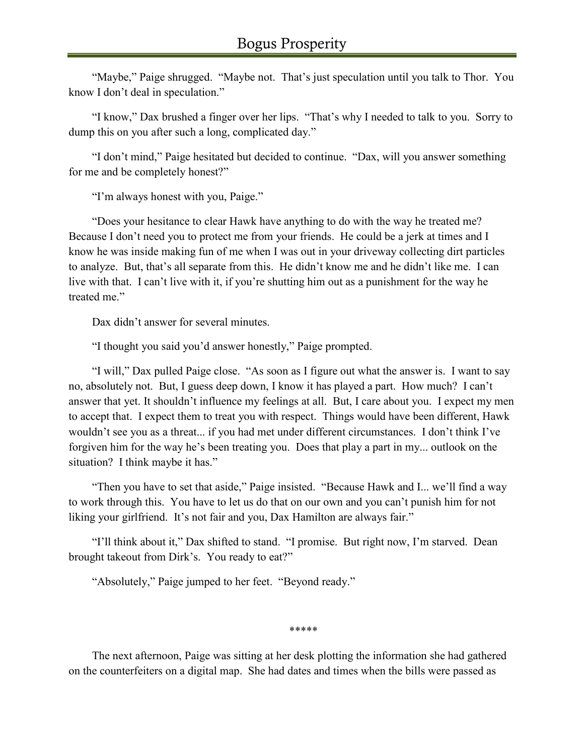"Maybe," Paige shrugged. "Maybe not. That's just speculation until you talk to Thor. You know I don't deal in speculation."

"I know," Dax brushed a finger over her lips. "That's why I needed to talk to you. Sorry to dump this on you after such a long, complicated day."

"I don't mind," Paige hesitated but decided to continue. "Dax, will you answer something for me and be completely honest?"

"I'm always honest with you, Paige."

"Does your hesitance to clear Hawk have anything to do with the way he treated me? Because I don't need you to protect me from your friends. He could be a jerk at times and I know he was inside making fun of me when I was out in your driveway collecting dirt particles to analyze. But, that's all separate from this. He didn't know me and he didn't like me. I can live with that. I can't live with it, if you're shutting him out as a punishment for the way he treated me."

Dax didn't answer for several minutes.

"I thought you said you'd answer honestly," Paige prompted.

"I will," Dax pulled Paige close. "As soon as I figure out what the answer is. I want to say no, absolutely not. But, I guess deep down, I know it has played a part. How much? I can't answer that yet. It shouldn't influence my feelings at all. But, I care about you. I expect my men to accept that. I expect them to treat you with respect. Things would have been different, Hawk wouldn't see you as a threat... if you had met under different circumstances. I don't think I've forgiven him for the way he's been treating you. Does that play a part in my... outlook on the situation? I think maybe it has."

"Then you have to set that aside," Paige insisted. "Because Hawk and I... we'll find a way to work through this. You have to let us do that on our own and you can't punish him for not liking your girlfriend. It's not fair and you, Dax Hamilton are always fair."

"I'll think about it," Dax shifted to stand. "I promise. But right now, I'm starved. Dean brought takeout from Dirk's. You ready to eat?"

"Absolutely," Paige jumped to her feet. "Beyond ready."

*****

The next afternoon, Paige was sitting at her desk plotting the information she had gathered on the counterfeiters on a digital map. She had dates and times when the bills were passed as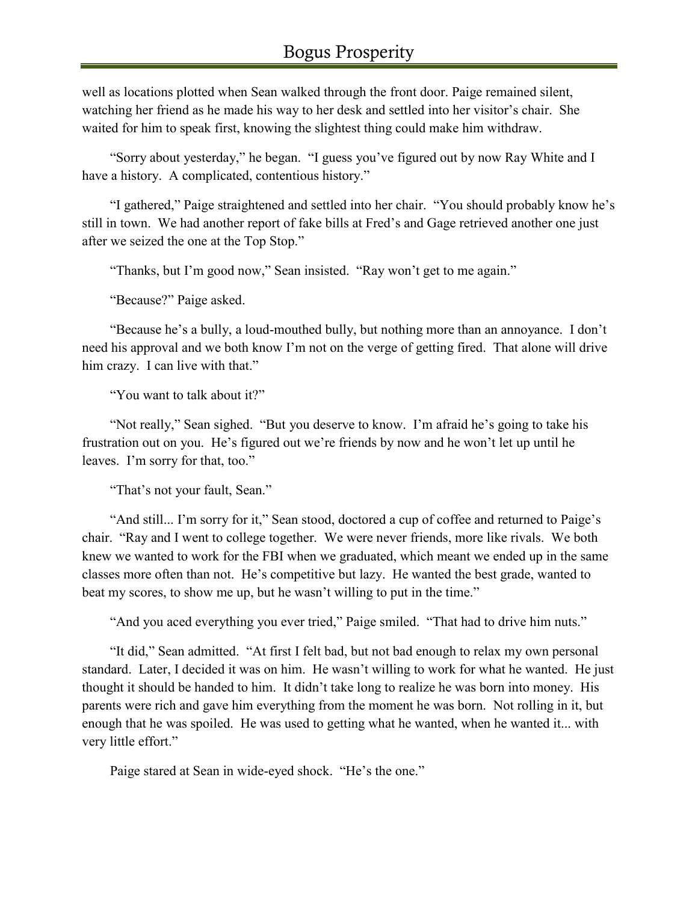well as locations plotted when Sean walked through the front door. Paige remained silent, watching her friend as he made his way to her desk and settled into her visitor's chair. She waited for him to speak first, knowing the slightest thing could make him withdraw.

"Sorry about yesterday," he began. "I guess you've figured out by now Ray White and I have a history. A complicated, contentious history."

"I gathered," Paige straightened and settled into her chair. "You should probably know he's still in town. We had another report of fake bills at Fred's and Gage retrieved another one just after we seized the one at the Top Stop."

"Thanks, but I'm good now," Sean insisted. "Ray won't get to me again."

"Because?" Paige asked.

"Because he's a bully, a loud-mouthed bully, but nothing more than an annoyance. I don't need his approval and we both know I'm not on the verge of getting fired. That alone will drive him crazy. I can live with that."

"You want to talk about it?"

"Not really," Sean sighed. "But you deserve to know. I'm afraid he's going to take his frustration out on you. He's figured out we're friends by now and he won't let up until he leaves. I'm sorry for that, too."

"That's not your fault, Sean."

"And still... I'm sorry for it," Sean stood, doctored a cup of coffee and returned to Paige's chair. "Ray and I went to college together. We were never friends, more like rivals. We both knew we wanted to work for the FBI when we graduated, which meant we ended up in the same classes more often than not. He's competitive but lazy. He wanted the best grade, wanted to beat my scores, to show me up, but he wasn't willing to put in the time."

"And you aced everything you ever tried," Paige smiled. "That had to drive him nuts."

"It did," Sean admitted. "At first I felt bad, but not bad enough to relax my own personal standard. Later, I decided it was on him. He wasn't willing to work for what he wanted. He just thought it should be handed to him. It didn't take long to realize he was born into money. His parents were rich and gave him everything from the moment he was born. Not rolling in it, but enough that he was spoiled. He was used to getting what he wanted, when he wanted it... with very little effort."

Paige stared at Sean in wide-eyed shock. "He's the one."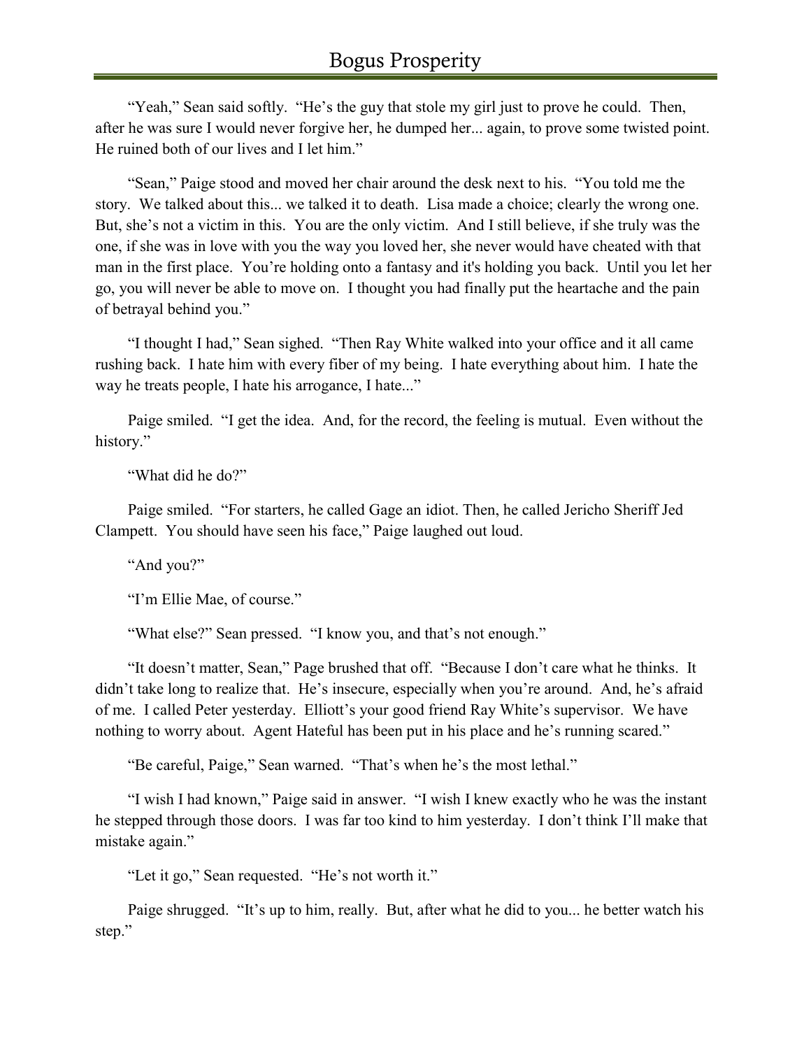"Yeah," Sean said softly. "He's the guy that stole my girl just to prove he could. Then, after he was sure I would never forgive her, he dumped her... again, to prove some twisted point. He ruined both of our lives and I let him."

"Sean," Paige stood and moved her chair around the desk next to his. "You told me the story. We talked about this... we talked it to death. Lisa made a choice; clearly the wrong one. But, she's not a victim in this. You are the only victim. And I still believe, if she truly was the one, if she was in love with you the way you loved her, she never would have cheated with that man in the first place. You're holding onto a fantasy and it's holding you back. Until you let her go, you will never be able to move on. I thought you had finally put the heartache and the pain of betrayal behind you."

"I thought I had," Sean sighed. "Then Ray White walked into your office and it all came rushing back. I hate him with every fiber of my being. I hate everything about him. I hate the way he treats people, I hate his arrogance, I hate..."

Paige smiled. "I get the idea. And, for the record, the feeling is mutual. Even without the history."

"What did he do?"

Paige smiled. "For starters, he called Gage an idiot. Then, he called Jericho Sheriff Jed Clampett. You should have seen his face," Paige laughed out loud.

"And you?"

"I'm Ellie Mae, of course."

"What else?" Sean pressed. "I know you, and that's not enough."

"It doesn't matter, Sean," Page brushed that off. "Because I don't care what he thinks. It didn't take long to realize that. He's insecure, especially when you're around. And, he's afraid of me. I called Peter yesterday. Elliott's your good friend Ray White's supervisor. We have nothing to worry about. Agent Hateful has been put in his place and he's running scared."

"Be careful, Paige," Sean warned. "That's when he's the most lethal."

"I wish I had known," Paige said in answer. "I wish I knew exactly who he was the instant he stepped through those doors. I was far too kind to him yesterday. I don't think I'll make that mistake again."

"Let it go," Sean requested. "He's not worth it."

Paige shrugged. "It's up to him, really. But, after what he did to you... he better watch his step."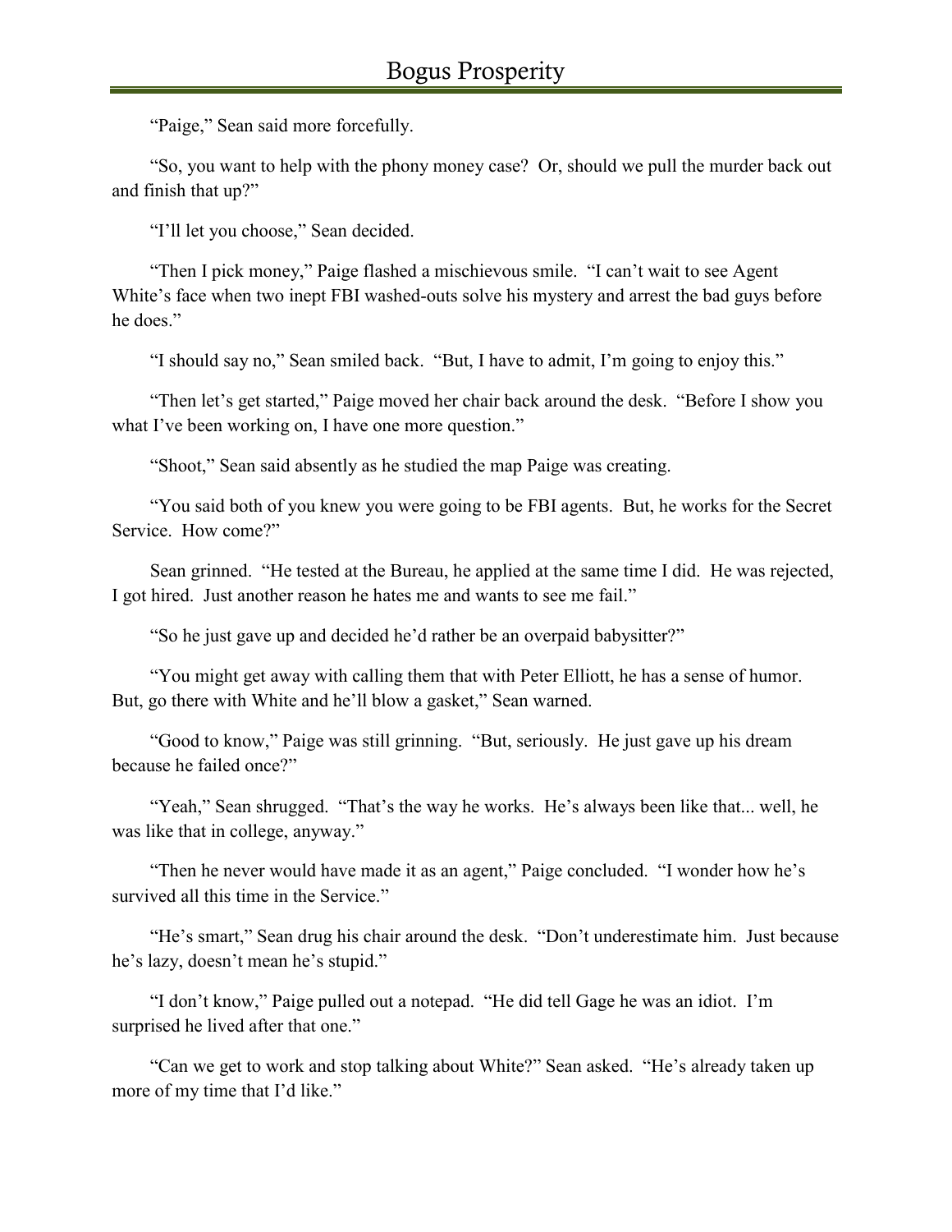“Paige,” Sean said more forcefully.

“So, you want to help with the phony money case? Or, should we pull the murder back out and finish that up?”

“I’ll let you choose,” Sean decided.

“Then I pick money,” Paige flashed a mischievous smile. “I can’t wait to see Agent White’s face when two inept FBI washed-outs solve his mystery and arrest the bad guys before he does.”

“I should say no,” Sean smiled back. “But, I have to admit, I’m going to enjoy this.”

“Then let’s get started,” Paige moved her chair back around the desk. “Before I show you what I’ve been working on, I have one more question.”

“Shoot,” Sean said absently as he studied the map Paige was creating.

“You said both of you knew you were going to be FBI agents. But, he works for the Secret Service. How come?”

Sean grinned. “He tested at the Bureau, he applied at the same time I did. He was rejected, I got hired. Just another reason he hates me and wants to see me fail.”

“So he just gave up and decided he’d rather be an overpaid babysitter?”

“You might get away with calling them that with Peter Elliott, he has a sense of humor. But, go there with White and he’ll blow a gasket,” Sean warned.

“Good to know,” Paige was still grinning. “But, seriously. He just gave up his dream because he failed once?”

“Yeah,” Sean shrugged. “That’s the way he works. He’s always been like that... well, he was like that in college, anyway.”

“Then he never would have made it as an agent,” Paige concluded. “I wonder how he’s survived all this time in the Service.”

“He’s smart,” Sean drug his chair around the desk. “Don’t underestimate him. Just because he’s lazy, doesn’t mean he’s stupid.”

“I don’t know,” Paige pulled out a notepad. “He did tell Gage he was an idiot. I’m surprised he lived after that one.”

“Can we get to work and stop talking about White?” Sean asked. “He’s already taken up more of my time that I’d like.”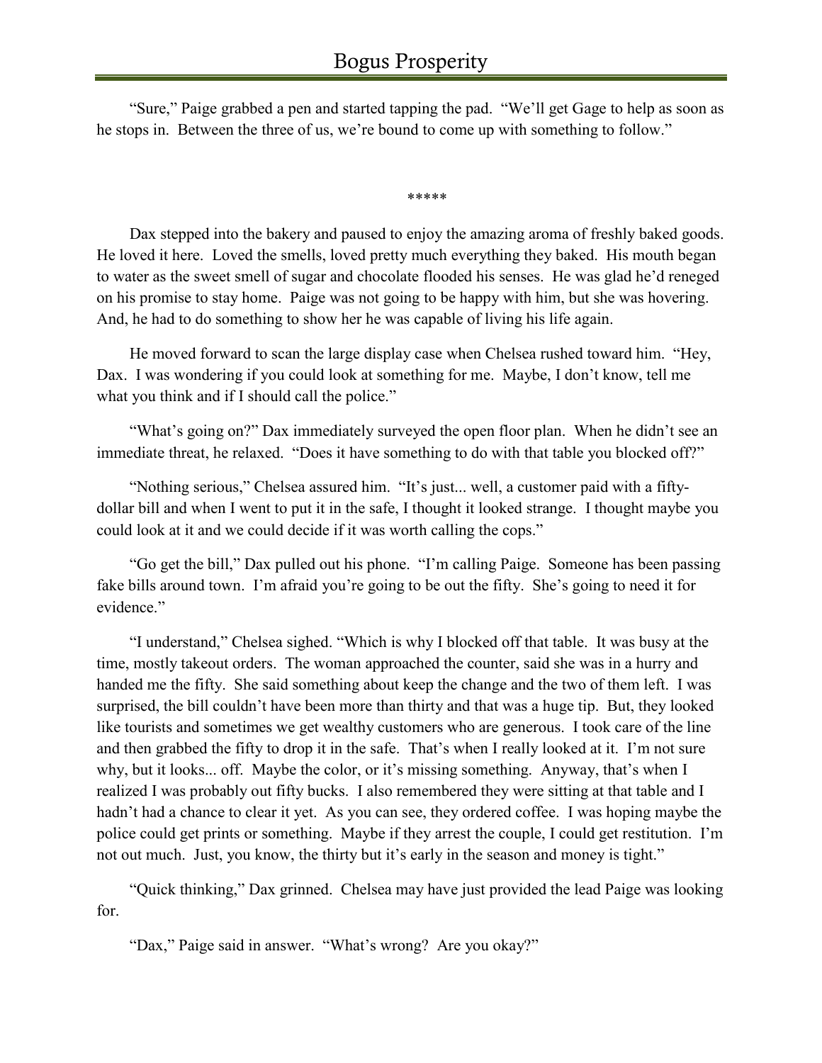"Sure," Paige grabbed a pen and started tapping the pad. "We'll get Gage to help as soon as he stops in. Between the three of us, we're bound to come up with something to follow."

*****

Dax stepped into the bakery and paused to enjoy the amazing aroma of freshly baked goods. He loved it here. Loved the smells, loved pretty much everything they baked. His mouth began to water as the sweet smell of sugar and chocolate flooded his senses. He was glad he'd reneged on his promise to stay home. Paige was not going to be happy with him, but she was hovering. And, he had to do something to show her he was capable of living his life again.

He moved forward to scan the large display case when Chelsea rushed toward him. "Hey, Dax. I was wondering if you could look at something for me. Maybe, I don't know, tell me what you think and if I should call the police."

"What's going on?" Dax immediately surveyed the open floor plan. When he didn't see an immediate threat, he relaxed. "Does it have something to do with that table you blocked off?"

"Nothing serious," Chelsea assured him. "It's just... well, a customer paid with a fifty-dollar bill and when I went to put it in the safe, I thought it looked strange. I thought maybe you could look at it and we could decide if it was worth calling the cops."

"Go get the bill," Dax pulled out his phone. "I'm calling Paige. Someone has been passing fake bills around town. I'm afraid you're going to be out the fifty. She's going to need it for evidence."

"I understand," Chelsea sighed. "Which is why I blocked off that table. It was busy at the time, mostly takeout orders. The woman approached the counter, said she was in a hurry and handed me the fifty. She said something about keep the change and the two of them left. I was surprised, the bill couldn't have been more than thirty and that was a huge tip. But, they looked like tourists and sometimes we get wealthy customers who are generous. I took care of the line and then grabbed the fifty to drop it in the safe. That's when I really looked at it. I'm not sure why, but it looks... off. Maybe the color, or it's missing something. Anyway, that's when I realized I was probably out fifty bucks. I also remembered they were sitting at that table and I hadn't had a chance to clear it yet. As you can see, they ordered coffee. I was hoping maybe the police could get prints or something. Maybe if they arrest the couple, I could get restitution. I'm not out much. Just, you know, the thirty but it's early in the season and money is tight."

"Quick thinking," Dax grinned. Chelsea may have just provided the lead Paige was looking for.

"Dax," Paige said in answer. "What's wrong? Are you okay?"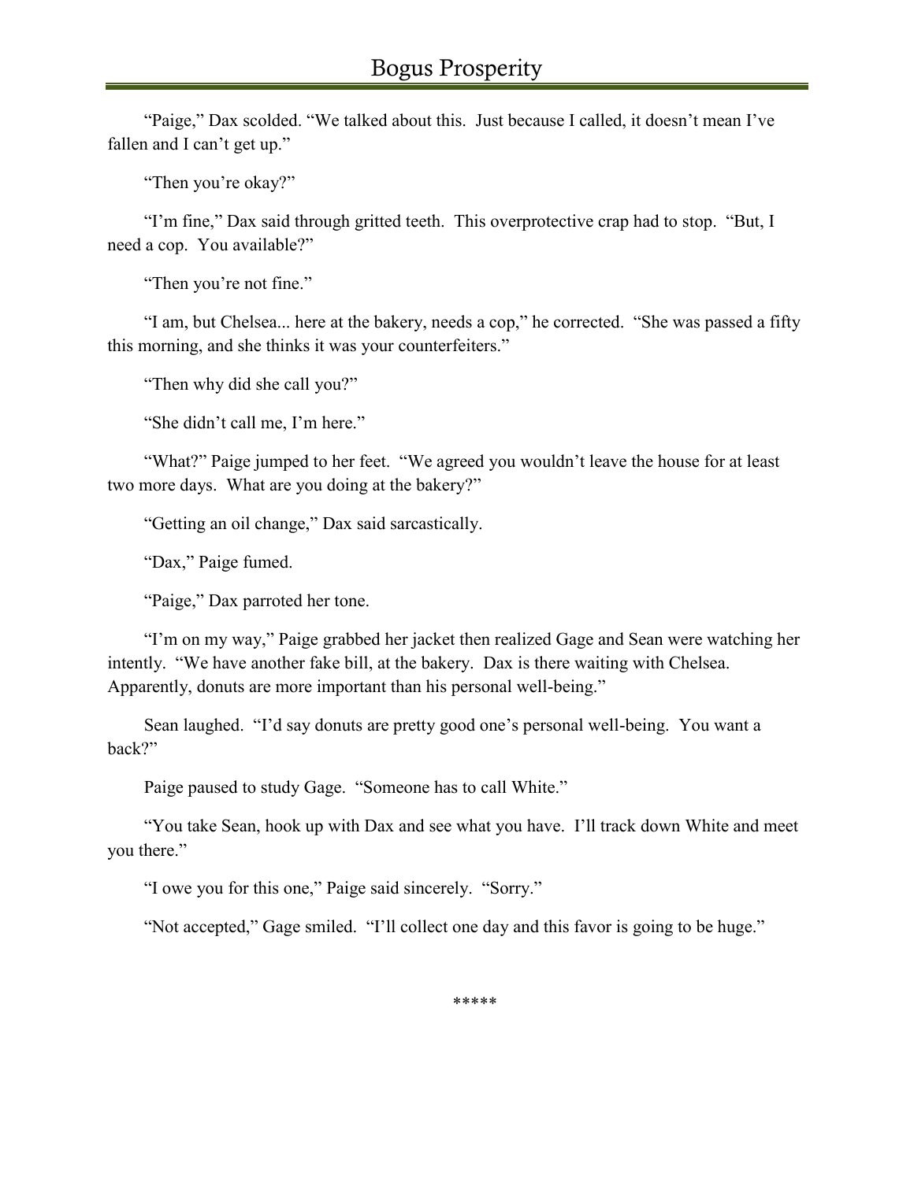"Paige," Dax scolded. "We talked about this. Just because I called, it doesn't mean I've fallen and I can't get up."

"Then you're okay?"

"I'm fine," Dax said through gritted teeth. This overprotective crap had to stop. "But, I need a cop. You available?"

"Then you're not fine."

"I am, but Chelsea... here at the bakery, needs a cop," he corrected. "She was passed a fifty this morning, and she thinks it was your counterfeiters."

"Then why did she call you?"

"She didn't call me, I'm here."

"What?" Paige jumped to her feet. "We agreed you wouldn't leave the house for at least two more days. What are you doing at the bakery?"

"Getting an oil change," Dax said sarcastically.

"Dax," Paige fumed.

"Paige," Dax parroted her tone.

"I'm on my way," Paige grabbed her jacket then realized Gage and Sean were watching her intently. "We have another fake bill, at the bakery. Dax is there waiting with Chelsea. Apparently, donuts are more important than his personal well-being."

Sean laughed. "I'd say donuts are pretty good one's personal well-being. You want a back?"

Paige paused to study Gage. "Someone has to call White."

"You take Sean, hook up with Dax and see what you have. I'll track down White and meet you there."

"I owe you for this one," Paige said sincerely. "Sorry."

"Not accepted," Gage smiled. "I'll collect one day and this favor is going to be huge."

*****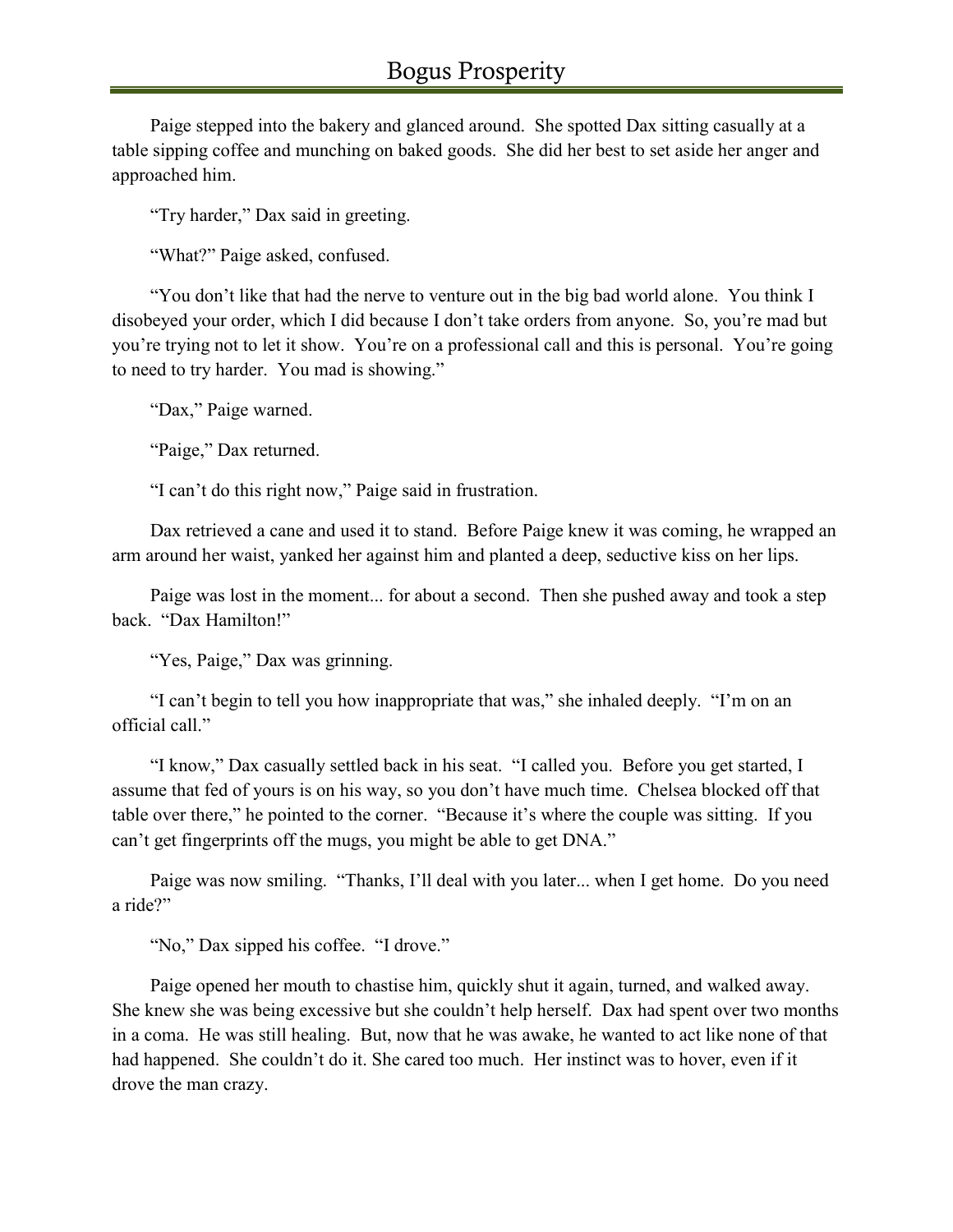Paige stepped into the bakery and glanced around. She spotted Dax sitting casually at a table sipping coffee and munching on baked goods. She did her best to set aside her anger and approached him.

"Try harder," Dax said in greeting.

"What?" Paige asked, confused.

"You don't like that had the nerve to venture out in the big bad world alone. You think I disobeyed your order, which I did because I don't take orders from anyone. So, you're mad but you're trying not to let it show. You're on a professional call and this is personal. You're going to need to try harder. You mad is showing."

"Dax," Paige warned.

"Paige," Dax returned.

"I can't do this right now," Paige said in frustration.

Dax retrieved a cane and used it to stand. Before Paige knew it was coming, he wrapped an arm around her waist, yanked her against him and planted a deep, seductive kiss on her lips.

Paige was lost in the moment... for about a second. Then she pushed away and took a step back. "Dax Hamilton!"

"Yes, Paige," Dax was grinning.

"I can't begin to tell you how inappropriate that was," she inhaled deeply. "I'm on an official call."

"I know," Dax casually settled back in his seat. "I called you. Before you get started, I assume that fed of yours is on his way, so you don't have much time. Chelsea blocked off that table over there," he pointed to the corner. "Because it's where the couple was sitting. If you can't get fingerprints off the mugs, you might be able to get DNA."

Paige was now smiling. "Thanks, I'll deal with you later... when I get home. Do you need a ride?"

"No," Dax sipped his coffee. "I drove."

Paige opened her mouth to chastise him, quickly shut it again, turned, and walked away. She knew she was being excessive but she couldn't help herself. Dax had spent over two months in a coma. He was still healing. But, now that he was awake, he wanted to act like none of that had happened. She couldn't do it. She cared too much. Her instinct was to hover, even if it drove the man crazy.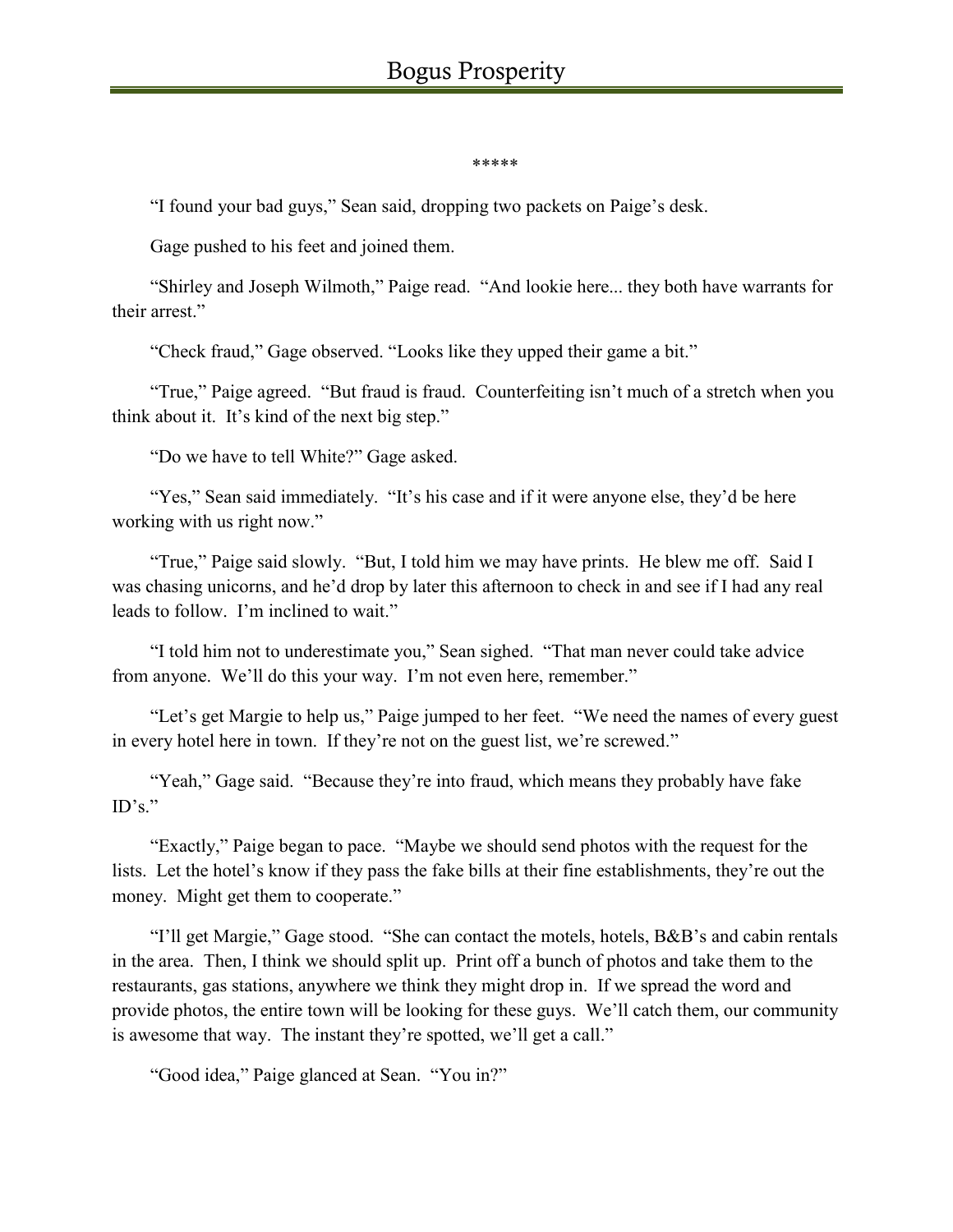\*\*\*\*\*

"I found your bad guys," Sean said, dropping two packets on Paige's desk.

Gage pushed to his feet and joined them.

"Shirley and Joseph Wilmoth," Paige read. "And lookie here... they both have warrants for their arrest."

"Check fraud," Gage observed. "Looks like they upped their game a bit."

"True," Paige agreed. "But fraud is fraud. Counterfeiting isn't much of a stretch when you think about it. It's kind of the next big step."

"Do we have to tell White?" Gage asked.

"Yes," Sean said immediately. "It's his case and if it were anyone else, they'd be here working with us right now."

"True," Paige said slowly. "But, I told him we may have prints. He blew me off. Said I was chasing unicorns, and he'd drop by later this afternoon to check in and see if I had any real leads to follow. I'm inclined to wait."

"I told him not to underestimate you," Sean sighed. "That man never could take advice from anyone. We'll do this your way. I'm not even here, remember."

"Let's get Margie to help us," Paige jumped to her feet. "We need the names of every guest in every hotel here in town. If they're not on the guest list, we're screwed."

"Yeah," Gage said. "Because they're into fraud, which means they probably have fake ID's."

"Exactly," Paige began to pace. "Maybe we should send photos with the request for the lists. Let the hotel's know if they pass the fake bills at their fine establishments, they're out the money. Might get them to cooperate."

"I'll get Margie," Gage stood. "She can contact the motels, hotels, B&B's and cabin rentals in the area. Then, I think we should split up. Print off a bunch of photos and take them to the restaurants, gas stations, anywhere we think they might drop in. If we spread the word and provide photos, the entire town will be looking for these guys. We'll catch them, our community is awesome that way. The instant they're spotted, we'll get a call."

"Good idea," Paige glanced at Sean. "You in?"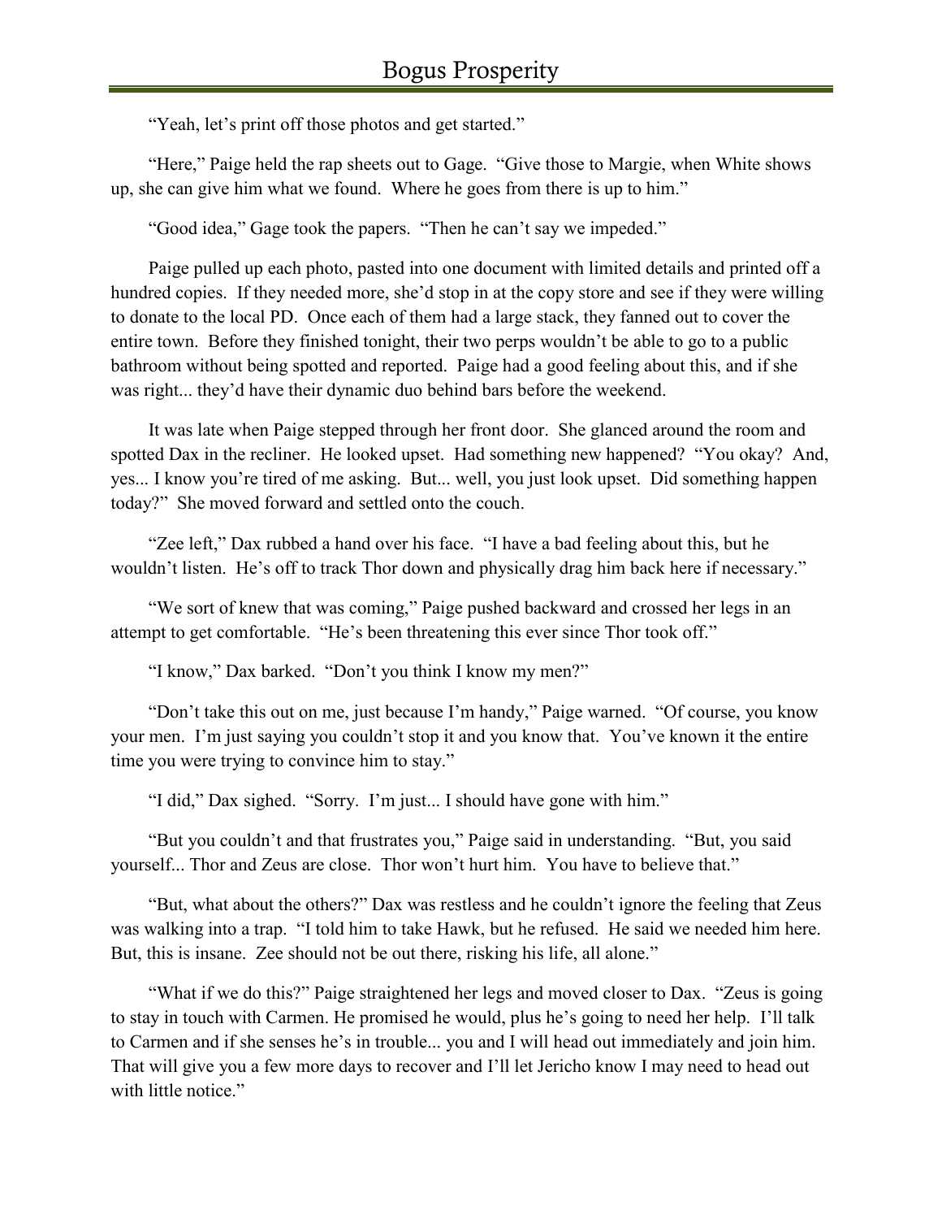"Yeah, let's print off those photos and get started."

"Here," Paige held the rap sheets out to Gage. "Give those to Margie, when White shows up, she can give him what we found. Where he goes from there is up to him."

"Good idea," Gage took the papers. "Then he can't say we impeded."

Paige pulled up each photo, pasted into one document with limited details and printed off a hundred copies. If they needed more, she'd stop in at the copy store and see if they were willing to donate to the local PD. Once each of them had a large stack, they fanned out to cover the entire town. Before they finished tonight, their two perps wouldn't be able to go to a public bathroom without being spotted and reported. Paige had a good feeling about this, and if she was right... they'd have their dynamic duo behind bars before the weekend.

It was late when Paige stepped through her front door. She glanced around the room and spotted Dax in the recliner. He looked upset. Had something new happened? "You okay? And, yes... I know you're tired of me asking. But... well, you just look upset. Did something happen today?" She moved forward and settled onto the couch.

"Zee left," Dax rubbed a hand over his face. "I have a bad feeling about this, but he wouldn't listen. He's off to track Thor down and physically drag him back here if necessary."

"We sort of knew that was coming," Paige pushed backward and crossed her legs in an attempt to get comfortable. "He's been threatening this ever since Thor took off."

"I know," Dax barked. "Don't you think I know my men?"

"Don't take this out on me, just because I'm handy," Paige warned. "Of course, you know your men. I'm just saying you couldn't stop it and you know that. You've known it the entire time you were trying to convince him to stay."

"I did," Dax sighed. "Sorry. I'm just... I should have gone with him."

"But you couldn't and that frustrates you," Paige said in understanding. "But, you said yourself... Thor and Zeus are close. Thor won't hurt him. You have to believe that."

"But, what about the others?" Dax was restless and he couldn't ignore the feeling that Zeus was walking into a trap. "I told him to take Hawk, but he refused. He said we needed him here. But, this is insane. Zee should not be out there, risking his life, all alone."

"What if we do this?" Paige straightened her legs and moved closer to Dax. "Zeus is going to stay in touch with Carmen. He promised he would, plus he's going to need her help. I'll talk to Carmen and if she senses he's in trouble... you and I will head out immediately and join him. That will give you a few more days to recover and I'll let Jericho know I may need to head out with little notice."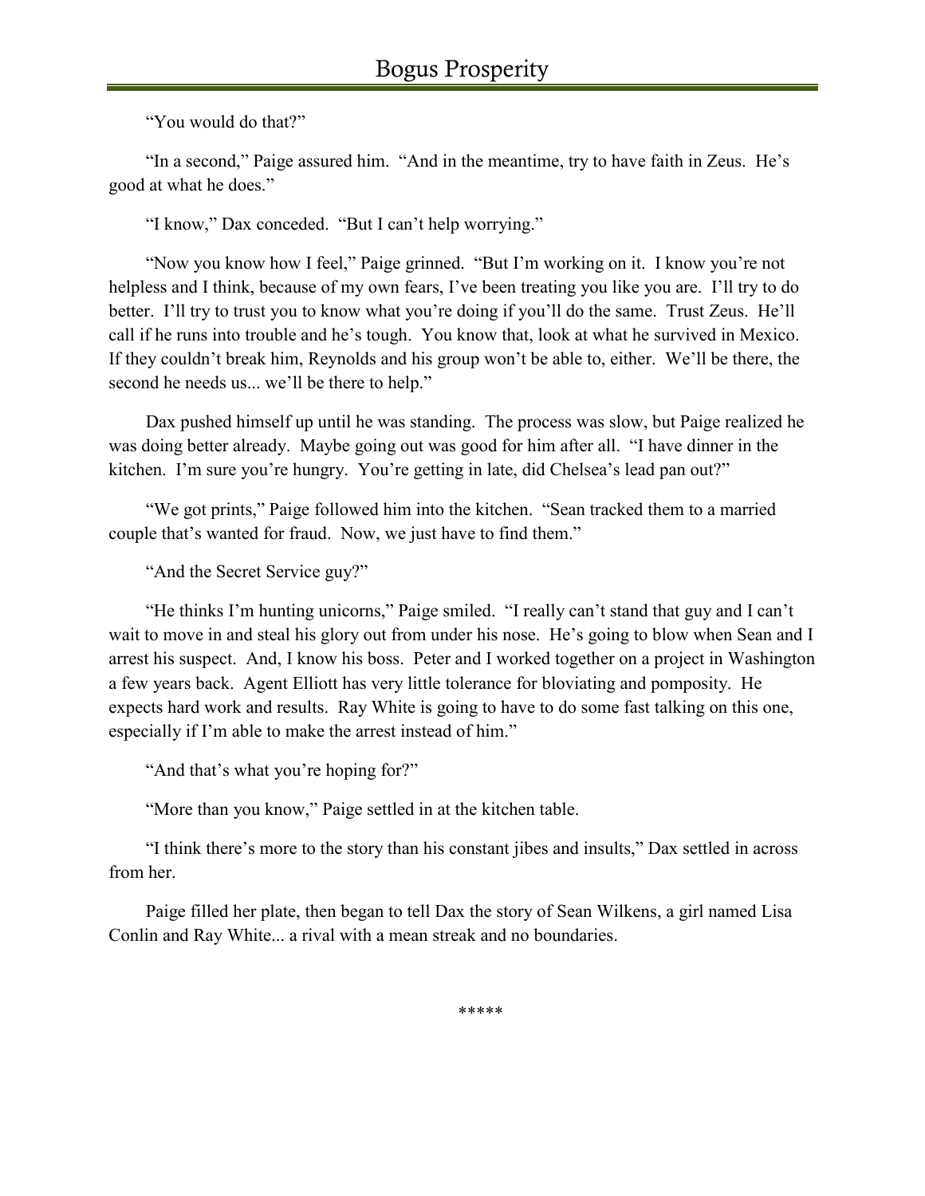"You would do that?"

"In a second," Paige assured him. "And in the meantime, try to have faith in Zeus. He's good at what he does."

"I know," Dax conceded. "But I can't help worrying."

"Now you know how I feel," Paige grinned. "But I'm working on it. I know you're not helpless and I think, because of my own fears, I've been treating you like you are. I'll try to do better. I'll try to trust you to know what you're doing if you'll do the same. Trust Zeus. He'll call if he runs into trouble and he's tough. You know that, look at what he survived in Mexico. If they couldn't break him, Reynolds and his group won't be able to, either. We'll be there, the second he needs us... we'll be there to help."

Dax pushed himself up until he was standing. The process was slow, but Paige realized he was doing better already. Maybe going out was good for him after all. "I have dinner in the kitchen. I'm sure you're hungry. You're getting in late, did Chelsea's lead pan out?"

"We got prints," Paige followed him into the kitchen. "Sean tracked them to a married couple that's wanted for fraud. Now, we just have to find them."

"And the Secret Service guy?"

"He thinks I'm hunting unicorns," Paige smiled. "I really can't stand that guy and I can't wait to move in and steal his glory out from under his nose. He's going to blow when Sean and I arrest his suspect. And, I know his boss. Peter and I worked together on a project in Washington a few years back. Agent Elliott has very little tolerance for bloviating and pomposity. He expects hard work and results. Ray White is going to have to do some fast talking on this one, especially if I'm able to make the arrest instead of him."

"And that's what you're hoping for?"

"More than you know," Paige settled in at the kitchen table.

"I think there's more to the story than his constant jibes and insults," Dax settled in across from her.

Paige filled her plate, then began to tell Dax the story of Sean Wilkens, a girl named Lisa Conlin and Ray White... a rival with a mean streak and no boundaries.

*****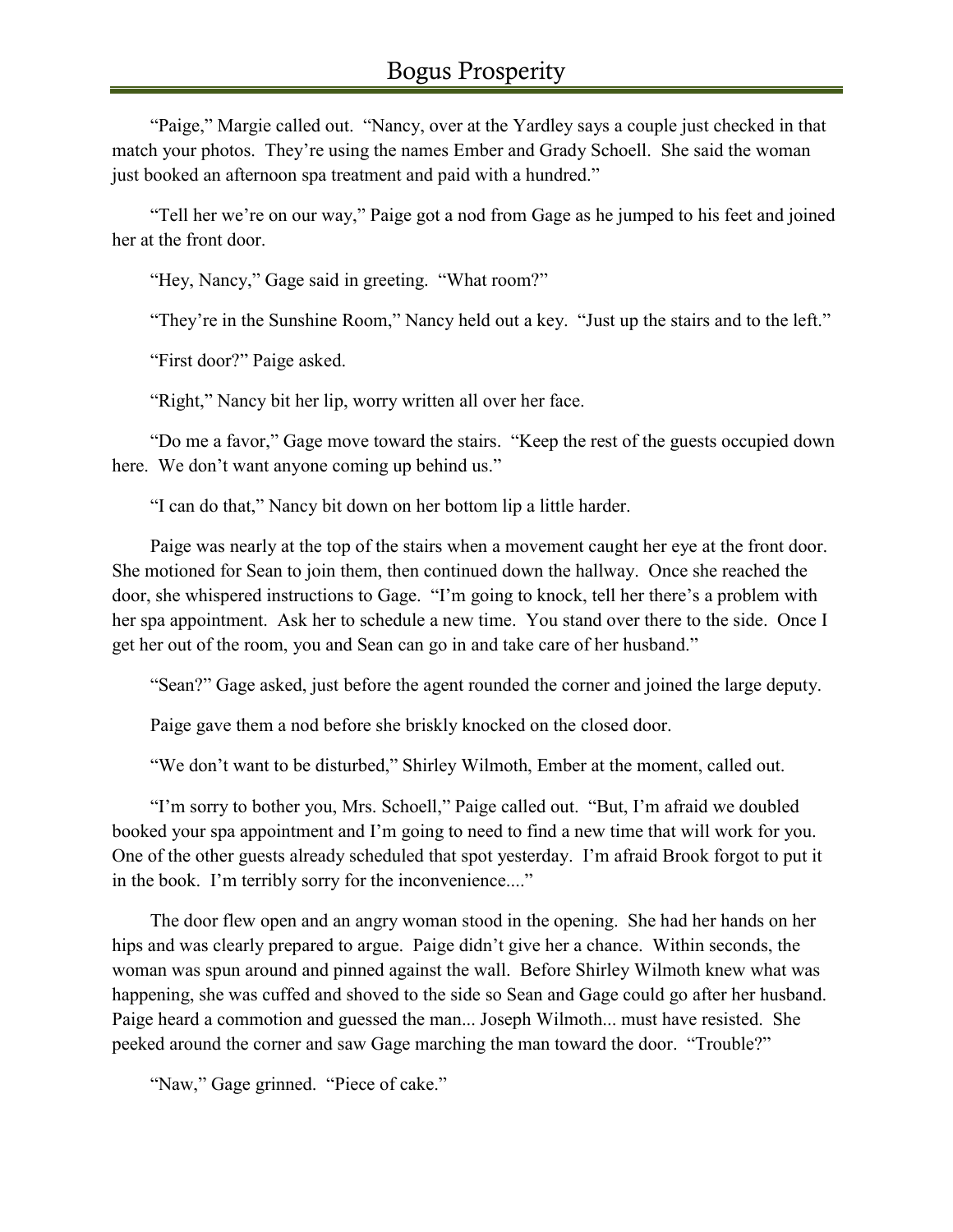"Paige," Margie called out. "Nancy, over at the Yardley says a couple just checked in that match your photos. They're using the names Ember and Grady Schoell. She said the woman just booked an afternoon spa treatment and paid with a hundred."

"Tell her we're on our way," Paige got a nod from Gage as he jumped to his feet and joined her at the front door.

"Hey, Nancy," Gage said in greeting. "What room?"

"They're in the Sunshine Room," Nancy held out a key. "Just up the stairs and to the left."

"First door?" Paige asked.

"Right," Nancy bit her lip, worry written all over her face.

"Do me a favor," Gage move toward the stairs. "Keep the rest of the guests occupied down here. We don't want anyone coming up behind us."

"I can do that," Nancy bit down on her bottom lip a little harder.

Paige was nearly at the top of the stairs when a movement caught her eye at the front door. She motioned for Sean to join them, then continued down the hallway. Once she reached the door, she whispered instructions to Gage. "I'm going to knock, tell her there's a problem with her spa appointment. Ask her to schedule a new time. You stand over there to the side. Once I get her out of the room, you and Sean can go in and take care of her husband."

"Sean?" Gage asked, just before the agent rounded the corner and joined the large deputy.

Paige gave them a nod before she briskly knocked on the closed door.

"We don't want to be disturbed," Shirley Wilmoth, Ember at the moment, called out.

"I'm sorry to bother you, Mrs. Schoell," Paige called out. "But, I'm afraid we doubled booked your spa appointment and I'm going to need to find a new time that will work for you. One of the other guests already scheduled that spot yesterday. I'm afraid Brook forgot to put it in the book. I'm terribly sorry for the inconvenience...."

The door flew open and an angry woman stood in the opening. She had her hands on her hips and was clearly prepared to argue. Paige didn't give her a chance. Within seconds, the woman was spun around and pinned against the wall. Before Shirley Wilmoth knew what was happening, she was cuffed and shoved to the side so Sean and Gage could go after her husband. Paige heard a commotion and guessed the man... Joseph Wilmoth... must have resisted. She peeked around the corner and saw Gage marching the man toward the door. "Trouble?"

"Naw," Gage grinned. "Piece of cake."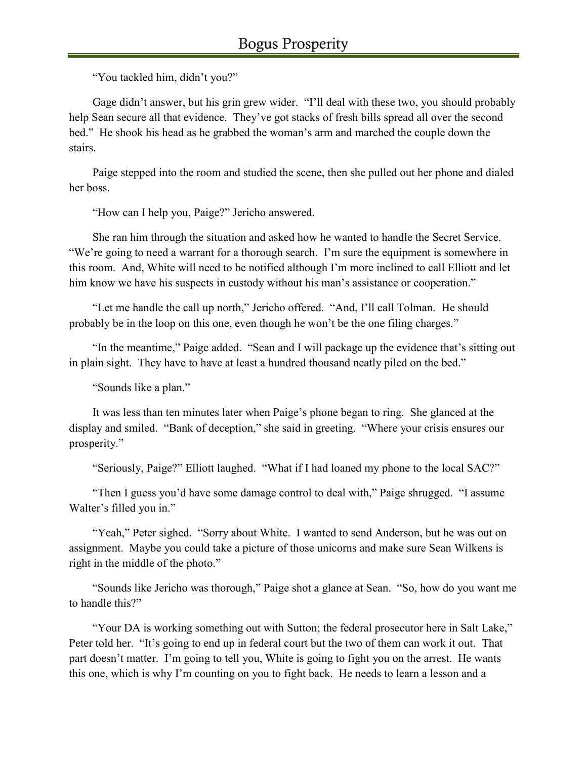"You tackled him, didn't you?"

Gage didn't answer, but his grin grew wider. "I'll deal with these two, you should probably help Sean secure all that evidence. They've got stacks of fresh bills spread all over the second bed." He shook his head as he grabbed the woman's arm and marched the couple down the stairs.

Paige stepped into the room and studied the scene, then she pulled out her phone and dialed her boss.

"How can I help you, Paige?" Jericho answered.

She ran him through the situation and asked how he wanted to handle the Secret Service. "We're going to need a warrant for a thorough search. I'm sure the equipment is somewhere in this room. And, White will need to be notified although I'm more inclined to call Elliott and let him know we have his suspects in custody without his man's assistance or cooperation."

"Let me handle the call up north," Jericho offered. "And, I'll call Tolman. He should probably be in the loop on this one, even though he won't be the one filing charges."

"In the meantime," Paige added. "Sean and I will package up the evidence that's sitting out in plain sight. They have to have at least a hundred thousand neatly piled on the bed."

"Sounds like a plan."

It was less than ten minutes later when Paige's phone began to ring. She glanced at the display and smiled. "Bank of deception," she said in greeting. "Where your crisis ensures our prosperity."

"Seriously, Paige?" Elliott laughed. "What if I had loaned my phone to the local SAC?"

"Then I guess you'd have some damage control to deal with," Paige shrugged. "I assume Walter's filled you in."

"Yeah," Peter sighed. "Sorry about White. I wanted to send Anderson, but he was out on assignment. Maybe you could take a picture of those unicorns and make sure Sean Wilkens is right in the middle of the photo."

"Sounds like Jericho was thorough," Paige shot a glance at Sean. "So, how do you want me to handle this?"

"Your DA is working something out with Sutton; the federal prosecutor here in Salt Lake," Peter told her. "It's going to end up in federal court but the two of them can work it out. That part doesn't matter. I'm going to tell you, White is going to fight you on the arrest. He wants this one, which is why I'm counting on you to fight back. He needs to learn a lesson and a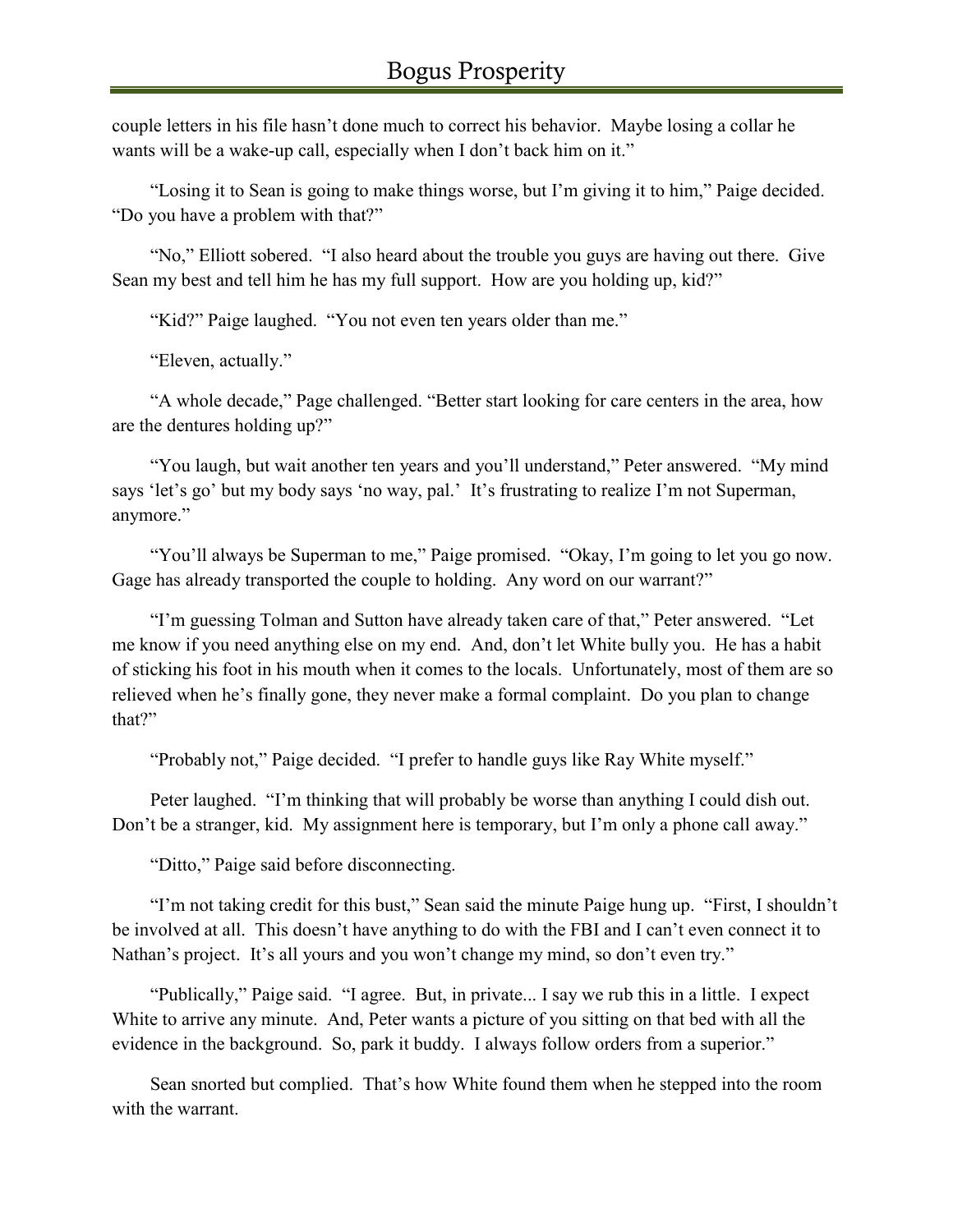couple letters in his file hasn't done much to correct his behavior. Maybe losing a collar he wants will be a wake-up call, especially when I don't back him on it."

"Losing it to Sean is going to make things worse, but I'm giving it to him," Paige decided. "Do you have a problem with that?"

"No," Elliott sobered. "I also heard about the trouble you guys are having out there. Give Sean my best and tell him he has my full support. How are you holding up, kid?"

"Kid?" Paige laughed. "You not even ten years older than me."

"Eleven, actually."

"A whole decade," Page challenged. "Better start looking for care centers in the area, how are the dentures holding up?"

"You laugh, but wait another ten years and you'll understand," Peter answered. "My mind says 'let's go' but my body says 'no way, pal.' It's frustrating to realize I'm not Superman, anymore."

"You'll always be Superman to me," Paige promised. "Okay, I'm going to let you go now. Gage has already transported the couple to holding. Any word on our warrant?"

"I'm guessing Tolman and Sutton have already taken care of that," Peter answered. "Let me know if you need anything else on my end. And, don't let White bully you. He has a habit of sticking his foot in his mouth when it comes to the locals. Unfortunately, most of them are so relieved when he's finally gone, they never make a formal complaint. Do you plan to change that?"

"Probably not," Paige decided. "I prefer to handle guys like Ray White myself."

Peter laughed. "I'm thinking that will probably be worse than anything I could dish out. Don't be a stranger, kid. My assignment here is temporary, but I'm only a phone call away."

"Ditto," Paige said before disconnecting.

"I'm not taking credit for this bust," Sean said the minute Paige hung up. "First, I shouldn't be involved at all. This doesn't have anything to do with the FBI and I can't even connect it to Nathan's project. It's all yours and you won't change my mind, so don't even try."

"Publically," Paige said. "I agree. But, in private... I say we rub this in a little. I expect White to arrive any minute. And, Peter wants a picture of you sitting on that bed with all the evidence in the background. So, park it buddy. I always follow orders from a superior."

Sean snorted but complied. That's how White found them when he stepped into the room with the warrant.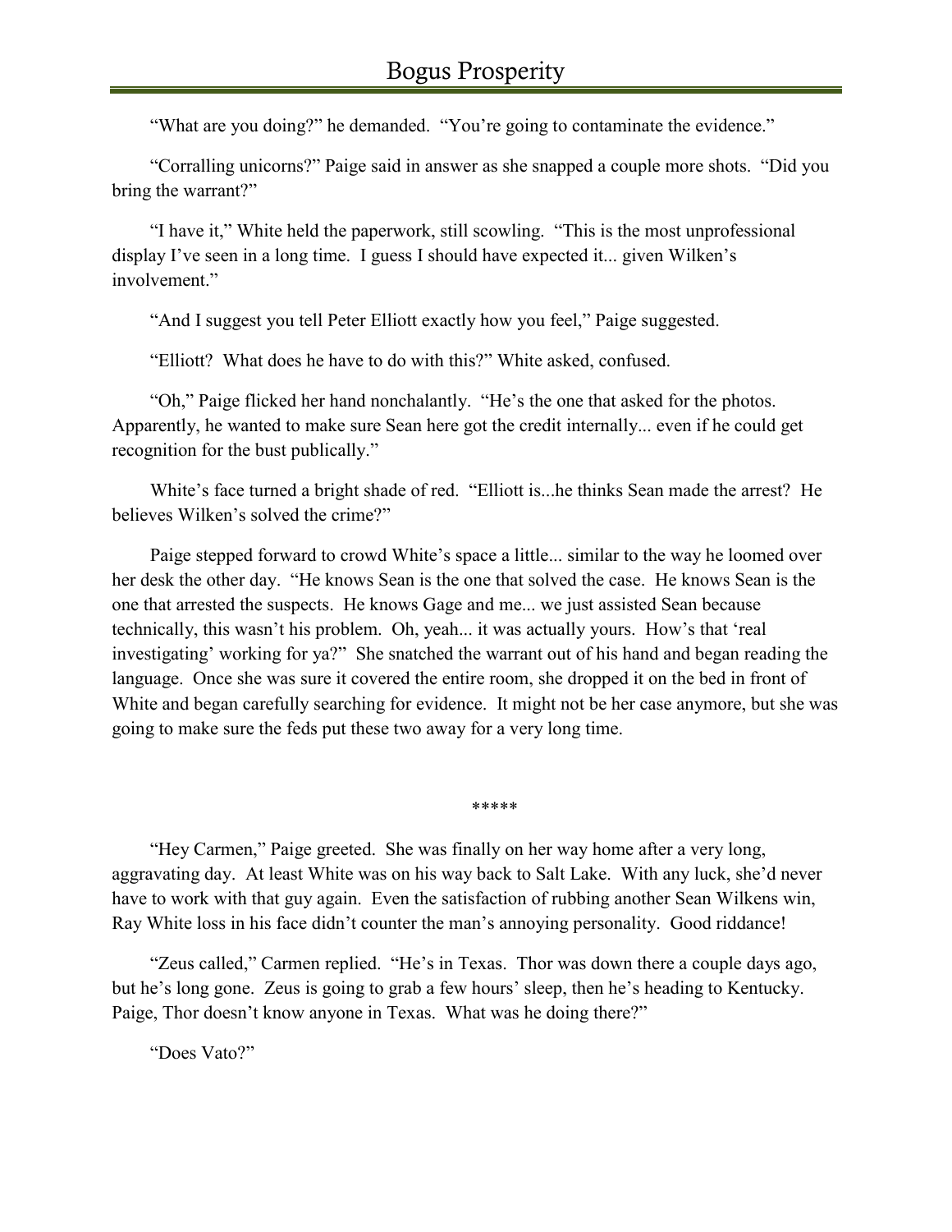"What are you doing?" he demanded. "You're going to contaminate the evidence."

"Corralling unicorns?" Paige said in answer as she snapped a couple more shots. "Did you bring the warrant?"

"I have it," White held the paperwork, still scowling. "This is the most unprofessional display I've seen in a long time. I guess I should have expected it... given Wilken's involvement."

"And I suggest you tell Peter Elliott exactly how you feel," Paige suggested.

"Elliott? What does he have to do with this?" White asked, confused.

"Oh," Paige flicked her hand nonchalantly. "He's the one that asked for the photos. Apparently, he wanted to make sure Sean here got the credit internally... even if he could get recognition for the bust publically."

White's face turned a bright shade of red. "Elliott is...he thinks Sean made the arrest? He believes Wilken's solved the crime?"

Paige stepped forward to crowd White's space a little... similar to the way he loomed over her desk the other day. "He knows Sean is the one that solved the case. He knows Sean is the one that arrested the suspects. He knows Gage and me... we just assisted Sean because technically, this wasn't his problem. Oh, yeah... it was actually yours. How's that 'real investigating' working for ya?" She snatched the warrant out of his hand and began reading the language. Once she was sure it covered the entire room, she dropped it on the bed in front of White and began carefully searching for evidence. It might not be her case anymore, but she was going to make sure the feds put these two away for a very long time.

*****

"Hey Carmen," Paige greeted. She was finally on her way home after a very long, aggravating day. At least White was on his way back to Salt Lake. With any luck, she'd never have to work with that guy again. Even the satisfaction of rubbing another Sean Wilkens win, Ray White loss in his face didn't counter the man's annoying personality. Good riddance!

"Zeus called," Carmen replied. "He's in Texas. Thor was down there a couple days ago, but he's long gone. Zeus is going to grab a few hours' sleep, then he's heading to Kentucky. Paige, Thor doesn't know anyone in Texas. What was he doing there?"

"Does Vato?"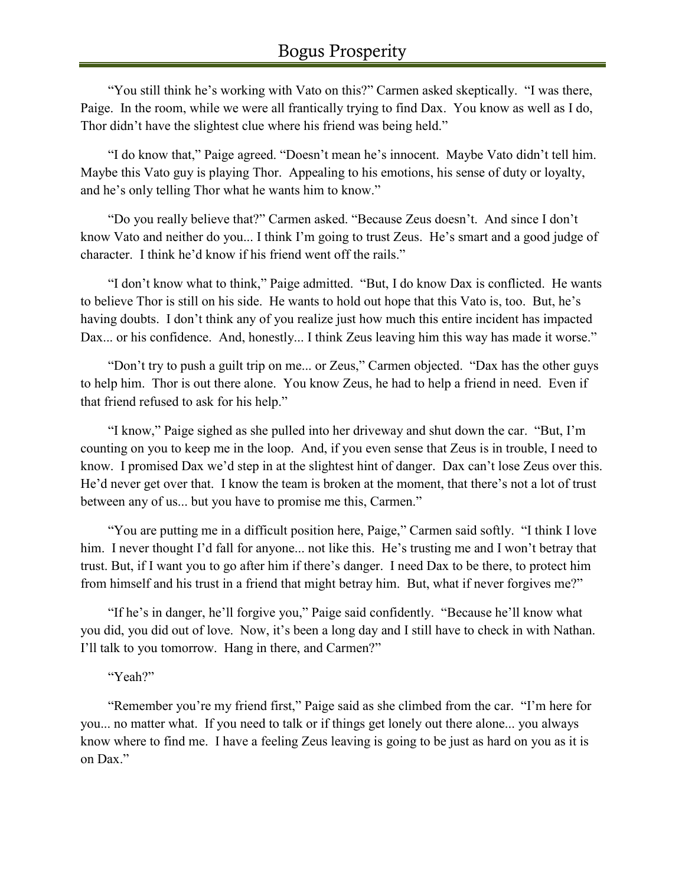"You still think he's working with Vato on this?" Carmen asked skeptically. "I was there, Paige. In the room, while we were all frantically trying to find Dax. You know as well as I do, Thor didn't have the slightest clue where his friend was being held."

"I do know that," Paige agreed. "Doesn't mean he's innocent. Maybe Vato didn't tell him. Maybe this Vato guy is playing Thor. Appealing to his emotions, his sense of duty or loyalty, and he's only telling Thor what he wants him to know."

"Do you really believe that?" Carmen asked. "Because Zeus doesn't. And since I don't know Vato and neither do you... I think I'm going to trust Zeus. He's smart and a good judge of character. I think he'd know if his friend went off the rails."

"I don't know what to think," Paige admitted. "But, I do know Dax is conflicted. He wants to believe Thor is still on his side. He wants to hold out hope that this Vato is, too. But, he's having doubts. I don't think any of you realize just how much this entire incident has impacted Dax... or his confidence. And, honestly... I think Zeus leaving him this way has made it worse."

"Don't try to push a guilt trip on me... or Zeus," Carmen objected. "Dax has the other guys to help him. Thor is out there alone. You know Zeus, he had to help a friend in need. Even if that friend refused to ask for his help."

"I know," Paige sighed as she pulled into her driveway and shut down the car. "But, I'm counting on you to keep me in the loop. And, if you even sense that Zeus is in trouble, I need to know. I promised Dax we'd step in at the slightest hint of danger. Dax can't lose Zeus over this. He'd never get over that. I know the team is broken at the moment, that there's not a lot of trust between any of us... but you have to promise me this, Carmen."

"You are putting me in a difficult position here, Paige," Carmen said softly. "I think I love him. I never thought I'd fall for anyone... not like this. He's trusting me and I won't betray that trust. But, if I want you to go after him if there's danger. I need Dax to be there, to protect him from himself and his trust in a friend that might betray him. But, what if never forgives me?"

"If he's in danger, he'll forgive you," Paige said confidently. "Because he'll know what you did, you did out of love. Now, it's been a long day and I still have to check in with Nathan. I'll talk to you tomorrow. Hang in there, and Carmen?"

"Yeah?"

"Remember you're my friend first," Paige said as she climbed from the car. "I'm here for you... no matter what. If you need to talk or if things get lonely out there alone... you always know where to find me. I have a feeling Zeus leaving is going to be just as hard on you as it is on Dax."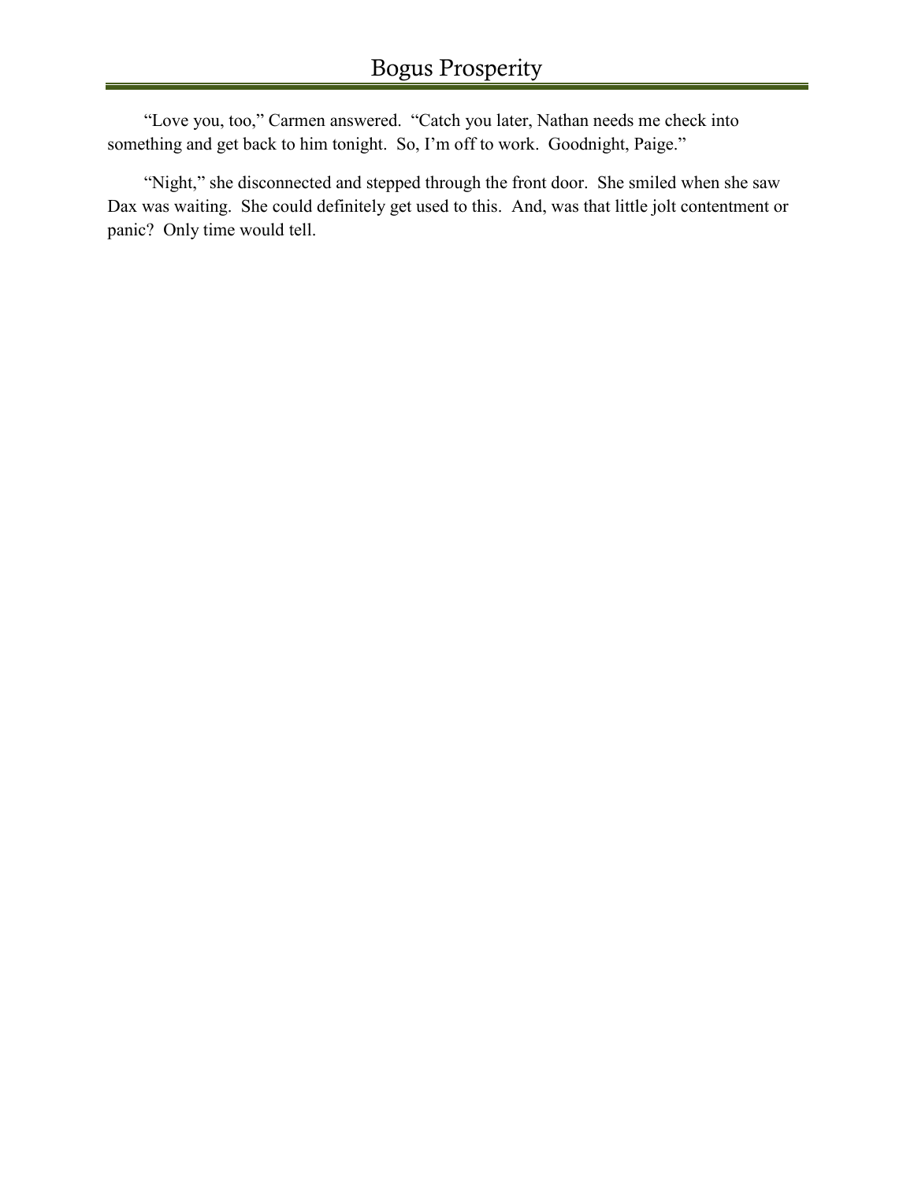"Love you, too," Carmen answered. "Catch you later, Nathan needs me check into something and get back to him tonight. So, I'm off to work. Goodnight, Paige."

"Night," she disconnected and stepped through the front door. She smiled when she saw Dax was waiting. She could definitely get used to this. And, was that little jolt contentment or panic? Only time would tell.